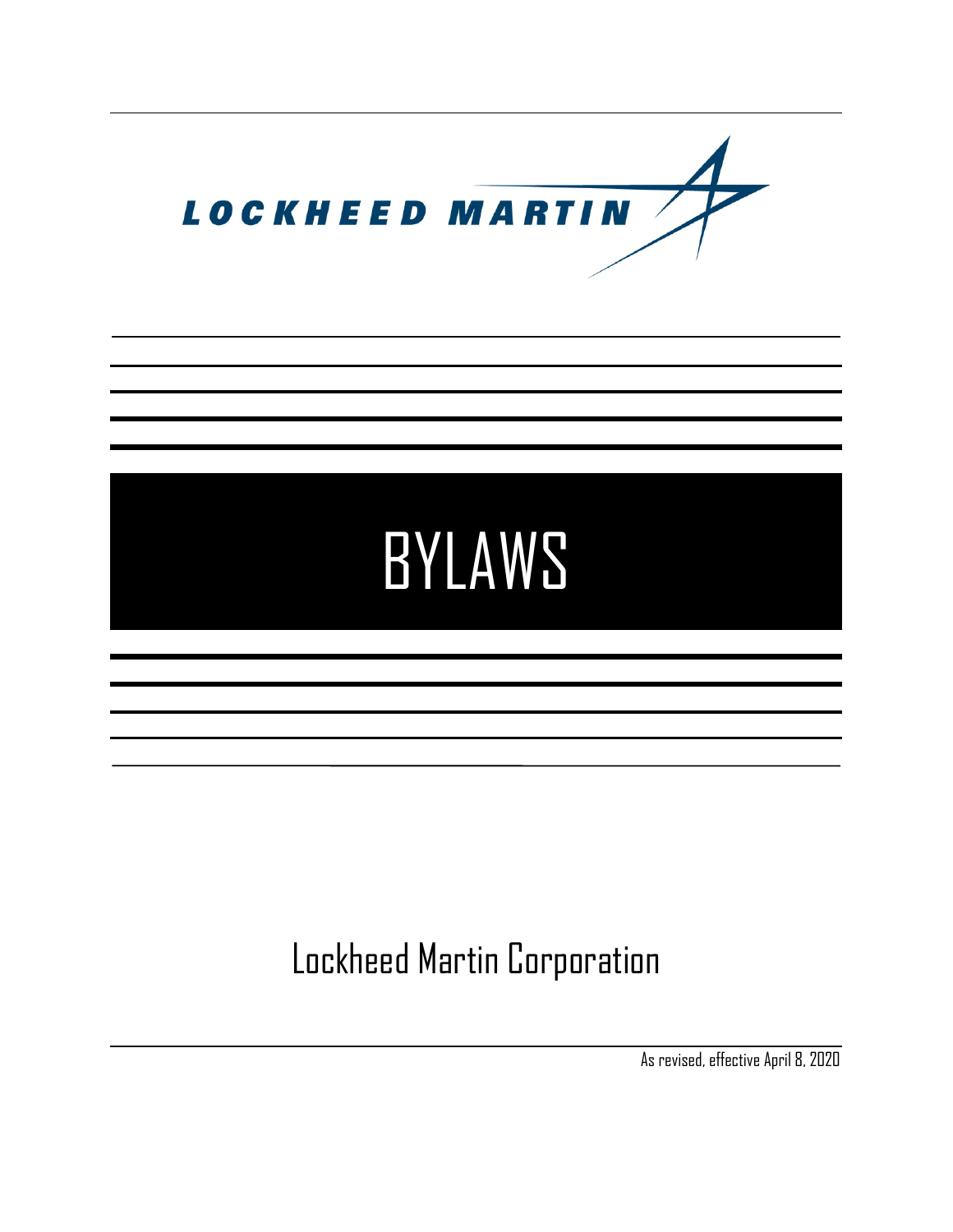LOCKHEED MARTIN

# BYLAWS

## Lockheed Martin Corporation

As revised, effective April 8, 2020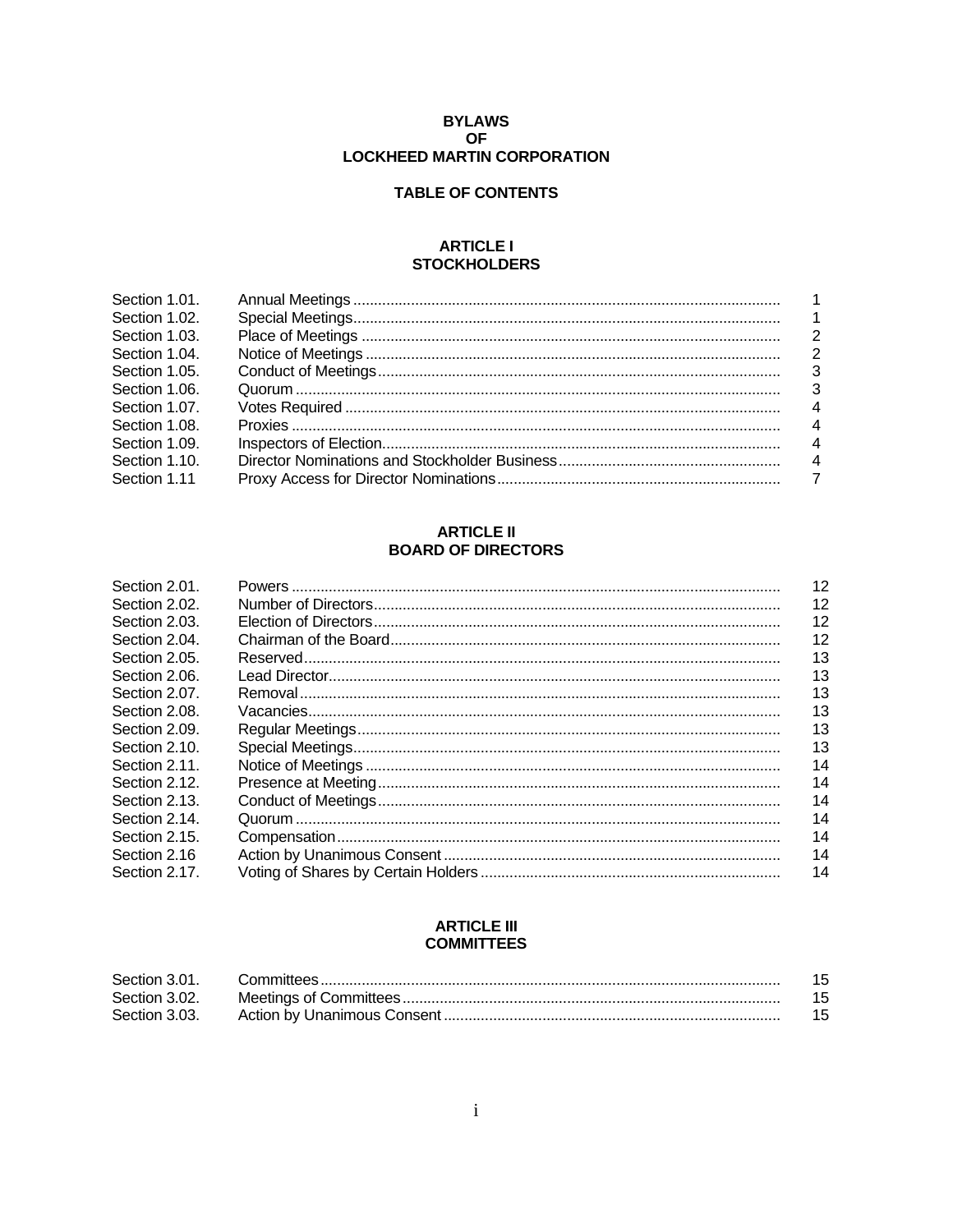# BYLAWS
# OF
# LOCKHEED MARTIN CORPORATION

## TABLE OF CONTENTS

### ARTICLE I
### STOCKHOLDERS

| | | |
|---|---|---|
| Section 1.01. | Annual Meetings | 1 |
| Section 1.02. | Special Meetings | 1 |
| Section 1.03. | Place of Meetings | 2 |
| Section 1.04. | Notice of Meetings | 2 |
| Section 1.05. | Conduct of Meetings | 3 |
| Section 1.06. | Quorum | 3 |
| Section 1.07. | Votes Required | 4 |
| Section 1.08. | Proxies | 4 |
| Section 1.09. | Inspectors of Election | 4 |
| Section 1.10. | Director Nominations and Stockholder Business | 4 |
| Section 1.11 | Proxy Access for Director Nominations | 7 |

### ARTICLE II
### BOARD OF DIRECTORS

| | | |
|---|---|---|
| Section 2.01. | Powers | 12 |
| Section 2.02. | Number of Directors | 12 |
| Section 2.03. | Election of Directors | 12 |
| Section 2.04. | Chairman of the Board | 12 |
| Section 2.05. | Reserved | 13 |
| Section 2.06. | Lead Director | 13 |
| Section 2.07. | Removal | 13 |
| Section 2.08. | Vacancies | 13 |
| Section 2.09. | Regular Meetings | 13 |
| Section 2.10. | Special Meetings | 13 |
| Section 2.11. | Notice of Meetings | 14 |
| Section 2.12. | Presence at Meeting | 14 |
| Section 2.13. | Conduct of Meetings | 14 |
| Section 2.14. | Quorum | 14 |
| Section 2.15. | Compensation | 14 |
| Section 2.16 | Action by Unanimous Consent | 14 |
| Section 2.17. | Voting of Shares by Certain Holders | 14 |

### ARTICLE III
### COMMITTEES

| | | |
|---|---|---|
| Section 3.01. | Committees | 15 |
| Section 3.02. | Meetings of Committees | 15 |
| Section 3.03. | Action by Unanimous Consent | 15 |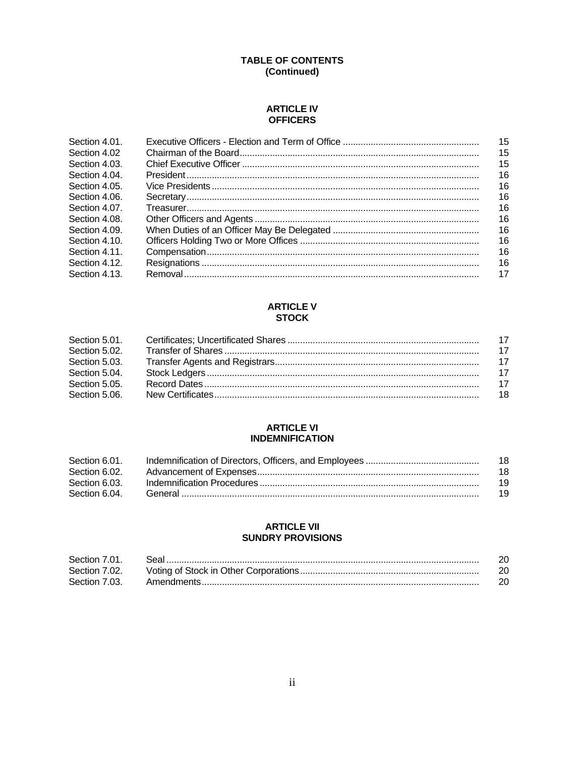# TABLE OF CONTENTS
# (Continued)

## ARTICLE IV
## OFFICERS

| | | |
|---|---|---|
| Section 4.01. | Executive Officers - Election and Term of Office | 15 |
| Section 4.02 | Chairman of the Board | 15 |
| Section 4.03. | Chief Executive Officer | 15 |
| Section 4.04. | President | 16 |
| Section 4.05. | Vice Presidents | 16 |
| Section 4.06. | Secretary | 16 |
| Section 4.07. | Treasurer | 16 |
| Section 4.08. | Other Officers and Agents | 16 |
| Section 4.09. | When Duties of an Officer May Be Delegated | 16 |
| Section 4.10. | Officers Holding Two or More Offices | 16 |
| Section 4.11. | Compensation | 16 |
| Section 4.12. | Resignations | 16 |
| Section 4.13. | Removal | 17 |

## ARTICLE V
## STOCK

| | | |
|---|---|---|
| Section 5.01. | Certificates; Uncertificated Shares | 17 |
| Section 5.02. | Transfer of Shares | 17 |
| Section 5.03. | Transfer Agents and Registrars | 17 |
| Section 5.04. | Stock Ledgers | 17 |
| Section 5.05. | Record Dates | 17 |
| Section 5.06. | New Certificates | 18 |

## ARTICLE VI
## INDEMNIFICATION

| | | |
|---|---|---|
| Section 6.01. | Indemnification of Directors, Officers, and Employees | 18 |
| Section 6.02. | Advancement of Expenses | 18 |
| Section 6.03. | Indemnification Procedures | 19 |
| Section 6.04. | General | 19 |

## ARTICLE VII
## SUNDRY PROVISIONS

| | | |
|---|---|---|
| Section 7.01. | Seal | 20 |
| Section 7.02. | Voting of Stock in Other Corporations | 20 |
| Section 7.03. | Amendments | 20 |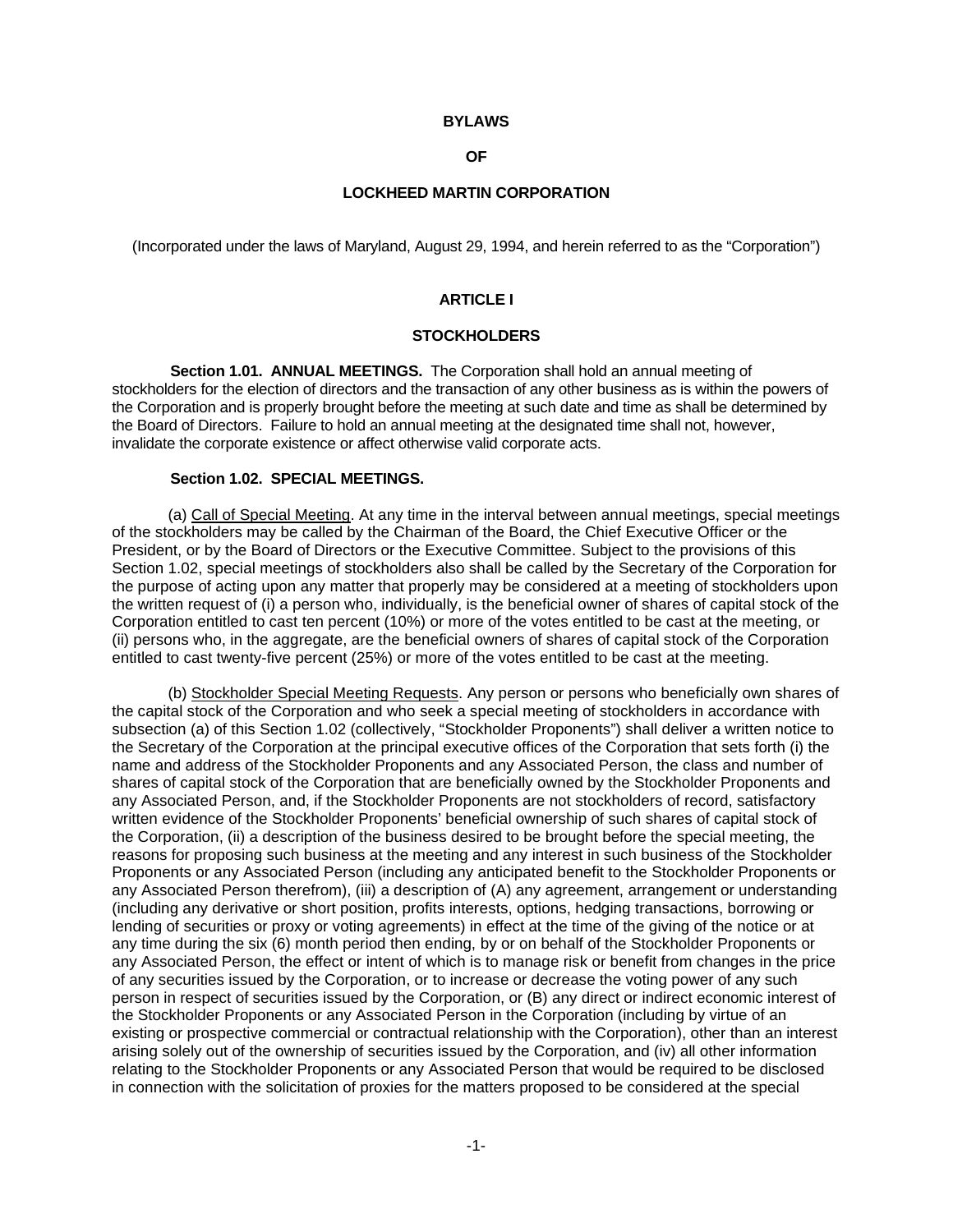# BYLAWS

# OF

# LOCKHEED MARTIN CORPORATION

(Incorporated under the laws of Maryland, August 29, 1994, and herein referred to as the "Corporation")

## ARTICLE I

## STOCKHOLDERS

**Section 1.01. ANNUAL MEETINGS.** The Corporation shall hold an annual meeting of stockholders for the election of directors and the transaction of any other business as is within the powers of the Corporation and is properly brought before the meeting at such date and time as shall be determined by the Board of Directors. Failure to hold an annual meeting at the designated time shall not, however, invalidate the corporate existence or affect otherwise valid corporate acts.

**Section 1.02. SPECIAL MEETINGS.**

(a) Call of Special Meeting. At any time in the interval between annual meetings, special meetings of the stockholders may be called by the Chairman of the Board, the Chief Executive Officer or the President, or by the Board of Directors or the Executive Committee. Subject to the provisions of this Section 1.02, special meetings of stockholders also shall be called by the Secretary of the Corporation for the purpose of acting upon any matter that properly may be considered at a meeting of stockholders upon the written request of (i) a person who, individually, is the beneficial owner of shares of capital stock of the Corporation entitled to cast ten percent (10%) or more of the votes entitled to be cast at the meeting, or (ii) persons who, in the aggregate, are the beneficial owners of shares of capital stock of the Corporation entitled to cast twenty-five percent (25%) or more of the votes entitled to be cast at the meeting.

(b) Stockholder Special Meeting Requests. Any person or persons who beneficially own shares of the capital stock of the Corporation and who seek a special meeting of stockholders in accordance with subsection (a) of this Section 1.02 (collectively, "Stockholder Proponents") shall deliver a written notice to the Secretary of the Corporation at the principal executive offices of the Corporation that sets forth (i) the name and address of the Stockholder Proponents and any Associated Person, the class and number of shares of capital stock of the Corporation that are beneficially owned by the Stockholder Proponents and any Associated Person, and, if the Stockholder Proponents are not stockholders of record, satisfactory written evidence of the Stockholder Proponents' beneficial ownership of such shares of capital stock of the Corporation, (ii) a description of the business desired to be brought before the special meeting, the reasons for proposing such business at the meeting and any interest in such business of the Stockholder Proponents or any Associated Person (including any anticipated benefit to the Stockholder Proponents or any Associated Person therefrom), (iii) a description of (A) any agreement, arrangement or understanding (including any derivative or short position, profits interests, options, hedging transactions, borrowing or lending of securities or proxy or voting agreements) in effect at the time of the giving of the notice or at any time during the six (6) month period then ending, by or on behalf of the Stockholder Proponents or any Associated Person, the effect or intent of which is to manage risk or benefit from changes in the price of any securities issued by the Corporation, or to increase or decrease the voting power of any such person in respect of securities issued by the Corporation, or (B) any direct or indirect economic interest of the Stockholder Proponents or any Associated Person in the Corporation (including by virtue of an existing or prospective commercial or contractual relationship with the Corporation), other than an interest arising solely out of the ownership of securities issued by the Corporation, and (iv) all other information relating to the Stockholder Proponents or any Associated Person that would be required to be disclosed in connection with the solicitation of proxies for the matters proposed to be considered at the special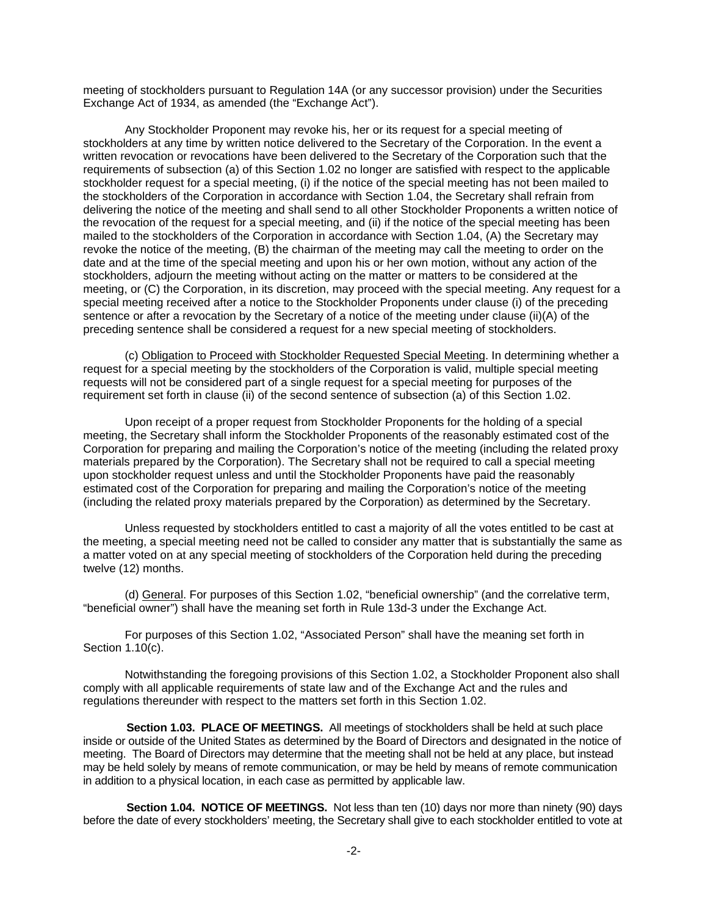meeting of stockholders pursuant to Regulation 14A (or any successor provision) under the Securities Exchange Act of 1934, as amended (the "Exchange Act").

Any Stockholder Proponent may revoke his, her or its request for a special meeting of stockholders at any time by written notice delivered to the Secretary of the Corporation. In the event a written revocation or revocations have been delivered to the Secretary of the Corporation such that the requirements of subsection (a) of this Section 1.02 no longer are satisfied with respect to the applicable stockholder request for a special meeting, (i) if the notice of the special meeting has not been mailed to the stockholders of the Corporation in accordance with Section 1.04, the Secretary shall refrain from delivering the notice of the meeting and shall send to all other Stockholder Proponents a written notice of the revocation of the request for a special meeting, and (ii) if the notice of the special meeting has been mailed to the stockholders of the Corporation in accordance with Section 1.04, (A) the Secretary may revoke the notice of the meeting, (B) the chairman of the meeting may call the meeting to order on the date and at the time of the special meeting and upon his or her own motion, without any action of the stockholders, adjourn the meeting without acting on the matter or matters to be considered at the meeting, or (C) the Corporation, in its discretion, may proceed with the special meeting. Any request for a special meeting received after a notice to the Stockholder Proponents under clause (i) of the preceding sentence or after a revocation by the Secretary of a notice of the meeting under clause (ii)(A) of the preceding sentence shall be considered a request for a new special meeting of stockholders.

(c) Obligation to Proceed with Stockholder Requested Special Meeting. In determining whether a request for a special meeting by the stockholders of the Corporation is valid, multiple special meeting requests will not be considered part of a single request for a special meeting for purposes of the requirement set forth in clause (ii) of the second sentence of subsection (a) of this Section 1.02.

Upon receipt of a proper request from Stockholder Proponents for the holding of a special meeting, the Secretary shall inform the Stockholder Proponents of the reasonably estimated cost of the Corporation for preparing and mailing the Corporation's notice of the meeting (including the related proxy materials prepared by the Corporation). The Secretary shall not be required to call a special meeting upon stockholder request unless and until the Stockholder Proponents have paid the reasonably estimated cost of the Corporation for preparing and mailing the Corporation's notice of the meeting (including the related proxy materials prepared by the Corporation) as determined by the Secretary.

Unless requested by stockholders entitled to cast a majority of all the votes entitled to be cast at the meeting, a special meeting need not be called to consider any matter that is substantially the same as a matter voted on at any special meeting of stockholders of the Corporation held during the preceding twelve (12) months.

(d) General. For purposes of this Section 1.02, "beneficial ownership" (and the correlative term, "beneficial owner") shall have the meaning set forth in Rule 13d-3 under the Exchange Act.

For purposes of this Section 1.02, "Associated Person" shall have the meaning set forth in Section 1.10(c).

Notwithstanding the foregoing provisions of this Section 1.02, a Stockholder Proponent also shall comply with all applicable requirements of state law and of the Exchange Act and the rules and regulations thereunder with respect to the matters set forth in this Section 1.02.

**Section 1.03. PLACE OF MEETINGS.** All meetings of stockholders shall be held at such place inside or outside of the United States as determined by the Board of Directors and designated in the notice of meeting. The Board of Directors may determine that the meeting shall not be held at any place, but instead may be held solely by means of remote communication, or may be held by means of remote communication in addition to a physical location, in each case as permitted by applicable law.

**Section 1.04. NOTICE OF MEETINGS.** Not less than ten (10) days nor more than ninety (90) days before the date of every stockholders' meeting, the Secretary shall give to each stockholder entitled to vote at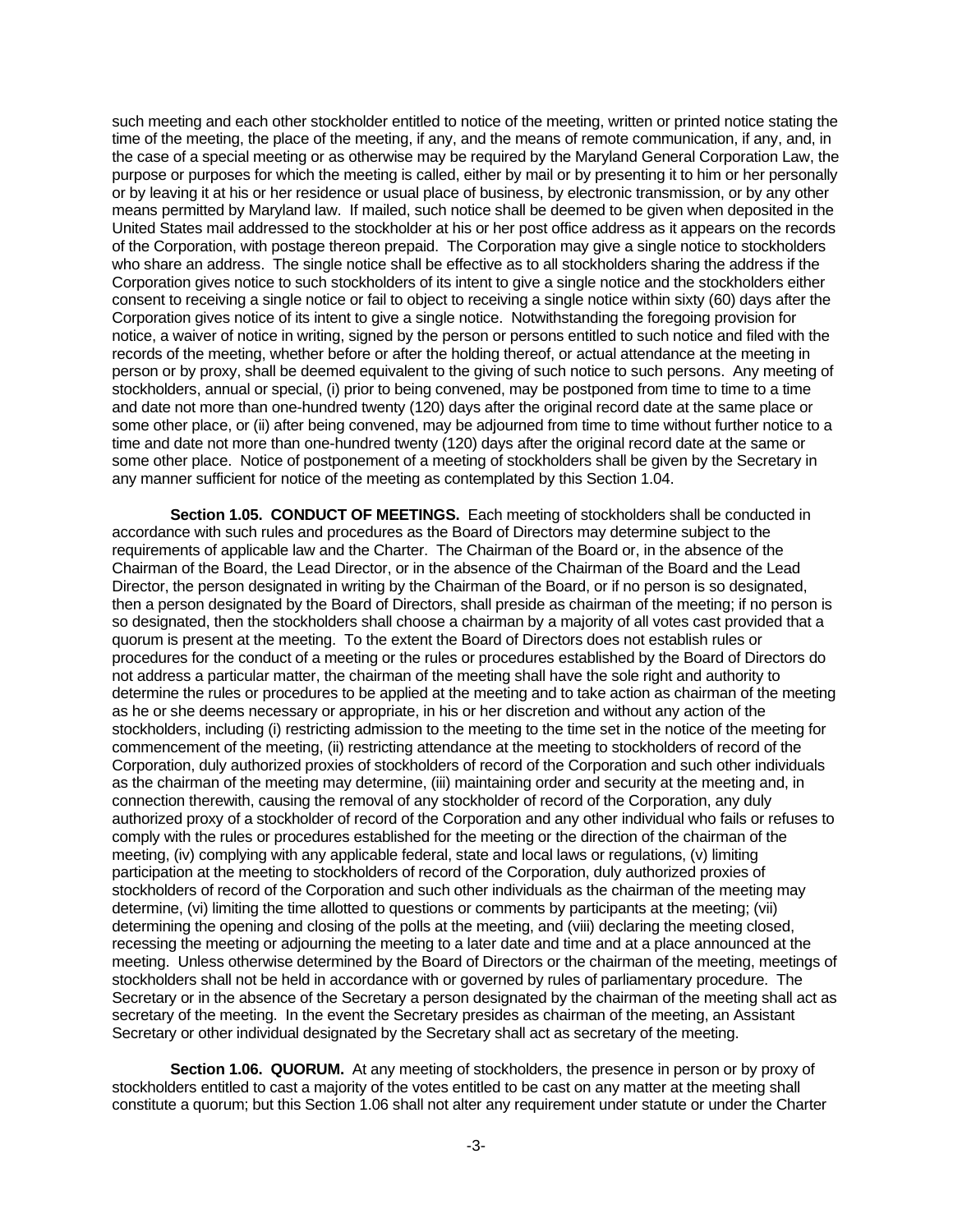such meeting and each other stockholder entitled to notice of the meeting, written or printed notice stating the time of the meeting, the place of the meeting, if any, and the means of remote communication, if any, and, in the case of a special meeting or as otherwise may be required by the Maryland General Corporation Law, the purpose or purposes for which the meeting is called, either by mail or by presenting it to him or her personally or by leaving it at his or her residence or usual place of business, by electronic transmission, or by any other means permitted by Maryland law. If mailed, such notice shall be deemed to be given when deposited in the United States mail addressed to the stockholder at his or her post office address as it appears on the records of the Corporation, with postage thereon prepaid. The Corporation may give a single notice to stockholders who share an address. The single notice shall be effective as to all stockholders sharing the address if the Corporation gives notice to such stockholders of its intent to give a single notice and the stockholders either consent to receiving a single notice or fail to object to receiving a single notice within sixty (60) days after the Corporation gives notice of its intent to give a single notice. Notwithstanding the foregoing provision for notice, a waiver of notice in writing, signed by the person or persons entitled to such notice and filed with the records of the meeting, whether before or after the holding thereof, or actual attendance at the meeting in person or by proxy, shall be deemed equivalent to the giving of such notice to such persons. Any meeting of stockholders, annual or special, (i) prior to being convened, may be postponed from time to time to a time and date not more than one-hundred twenty (120) days after the original record date at the same place or some other place, or (ii) after being convened, may be adjourned from time to time without further notice to a time and date not more than one-hundred twenty (120) days after the original record date at the same or some other place. Notice of postponement of a meeting of stockholders shall be given by the Secretary in any manner sufficient for notice of the meeting as contemplated by this Section 1.04.

**Section 1.05. CONDUCT OF MEETINGS.** Each meeting of stockholders shall be conducted in accordance with such rules and procedures as the Board of Directors may determine subject to the requirements of applicable law and the Charter. The Chairman of the Board or, in the absence of the Chairman of the Board, the Lead Director, or in the absence of the Chairman of the Board and the Lead Director, the person designated in writing by the Chairman of the Board, or if no person is so designated, then a person designated by the Board of Directors, shall preside as chairman of the meeting; if no person is so designated, then the stockholders shall choose a chairman by a majority of all votes cast provided that a quorum is present at the meeting. To the extent the Board of Directors does not establish rules or procedures for the conduct of a meeting or the rules or procedures established by the Board of Directors do not address a particular matter, the chairman of the meeting shall have the sole right and authority to determine the rules or procedures to be applied at the meeting and to take action as chairman of the meeting as he or she deems necessary or appropriate, in his or her discretion and without any action of the stockholders, including (i) restricting admission to the meeting to the time set in the notice of the meeting for commencement of the meeting, (ii) restricting attendance at the meeting to stockholders of record of the Corporation, duly authorized proxies of stockholders of record of the Corporation and such other individuals as the chairman of the meeting may determine, (iii) maintaining order and security at the meeting and, in connection therewith, causing the removal of any stockholder of record of the Corporation, any duly authorized proxy of a stockholder of record of the Corporation and any other individual who fails or refuses to comply with the rules or procedures established for the meeting or the direction of the chairman of the meeting, (iv) complying with any applicable federal, state and local laws or regulations, (v) limiting participation at the meeting to stockholders of record of the Corporation, duly authorized proxies of stockholders of record of the Corporation and such other individuals as the chairman of the meeting may determine, (vi) limiting the time allotted to questions or comments by participants at the meeting; (vii) determining the opening and closing of the polls at the meeting, and (viii) declaring the meeting closed, recessing the meeting or adjourning the meeting to a later date and time and at a place announced at the meeting. Unless otherwise determined by the Board of Directors or the chairman of the meeting, meetings of stockholders shall not be held in accordance with or governed by rules of parliamentary procedure. The Secretary or in the absence of the Secretary a person designated by the chairman of the meeting shall act as secretary of the meeting. In the event the Secretary presides as chairman of the meeting, an Assistant Secretary or other individual designated by the Secretary shall act as secretary of the meeting.

**Section 1.06. QUORUM.** At any meeting of stockholders, the presence in person or by proxy of stockholders entitled to cast a majority of the votes entitled to be cast on any matter at the meeting shall constitute a quorum; but this Section 1.06 shall not alter any requirement under statute or under the Charter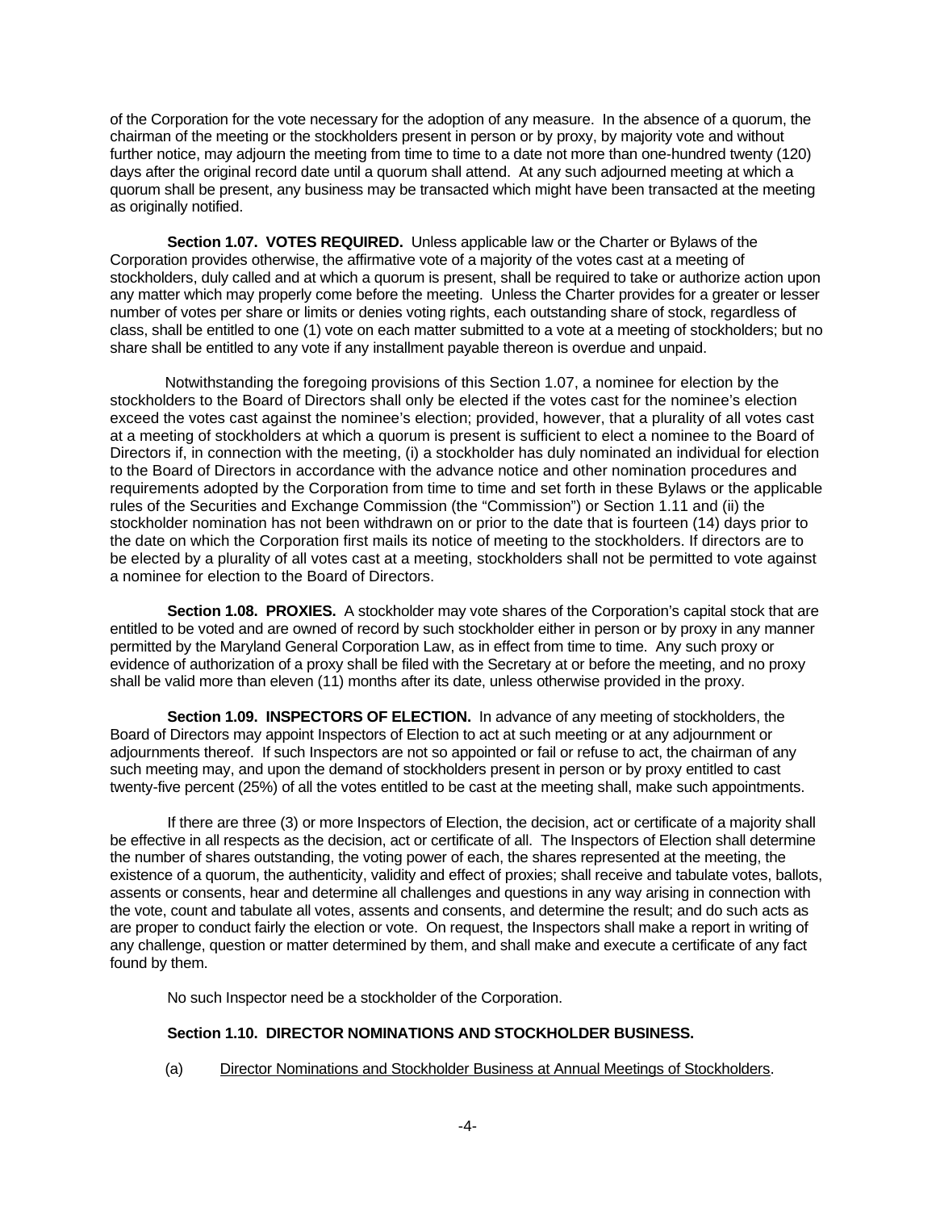of the Corporation for the vote necessary for the adoption of any measure. In the absence of a quorum, the chairman of the meeting or the stockholders present in person or by proxy, by majority vote and without further notice, may adjourn the meeting from time to time to a date not more than one-hundred twenty (120) days after the original record date until a quorum shall attend. At any such adjourned meeting at which a quorum shall be present, any business may be transacted which might have been transacted at the meeting as originally notified.

**Section 1.07. VOTES REQUIRED.** Unless applicable law or the Charter or Bylaws of the Corporation provides otherwise, the affirmative vote of a majority of the votes cast at a meeting of stockholders, duly called and at which a quorum is present, shall be required to take or authorize action upon any matter which may properly come before the meeting. Unless the Charter provides for a greater or lesser number of votes per share or limits or denies voting rights, each outstanding share of stock, regardless of class, shall be entitled to one (1) vote on each matter submitted to a vote at a meeting of stockholders; but no share shall be entitled to any vote if any installment payable thereon is overdue and unpaid.

Notwithstanding the foregoing provisions of this Section 1.07, a nominee for election by the stockholders to the Board of Directors shall only be elected if the votes cast for the nominee's election exceed the votes cast against the nominee's election; provided, however, that a plurality of all votes cast at a meeting of stockholders at which a quorum is present is sufficient to elect a nominee to the Board of Directors if, in connection with the meeting, (i) a stockholder has duly nominated an individual for election to the Board of Directors in accordance with the advance notice and other nomination procedures and requirements adopted by the Corporation from time to time and set forth in these Bylaws or the applicable rules of the Securities and Exchange Commission (the "Commission") or Section 1.11 and (ii) the stockholder nomination has not been withdrawn on or prior to the date that is fourteen (14) days prior to the date on which the Corporation first mails its notice of meeting to the stockholders. If directors are to be elected by a plurality of all votes cast at a meeting, stockholders shall not be permitted to vote against a nominee for election to the Board of Directors.

**Section 1.08. PROXIES.** A stockholder may vote shares of the Corporation's capital stock that are entitled to be voted and are owned of record by such stockholder either in person or by proxy in any manner permitted by the Maryland General Corporation Law, as in effect from time to time. Any such proxy or evidence of authorization of a proxy shall be filed with the Secretary at or before the meeting, and no proxy shall be valid more than eleven (11) months after its date, unless otherwise provided in the proxy.

**Section 1.09. INSPECTORS OF ELECTION.** In advance of any meeting of stockholders, the Board of Directors may appoint Inspectors of Election to act at such meeting or at any adjournment or adjournments thereof. If such Inspectors are not so appointed or fail or refuse to act, the chairman of any such meeting may, and upon the demand of stockholders present in person or by proxy entitled to cast twenty-five percent (25%) of all the votes entitled to be cast at the meeting shall, make such appointments.

If there are three (3) or more Inspectors of Election, the decision, act or certificate of a majority shall be effective in all respects as the decision, act or certificate of all. The Inspectors of Election shall determine the number of shares outstanding, the voting power of each, the shares represented at the meeting, the existence of a quorum, the authenticity, validity and effect of proxies; shall receive and tabulate votes, ballots, assents or consents, hear and determine all challenges and questions in any way arising in connection with the vote, count and tabulate all votes, assents and consents, and determine the result; and do such acts as are proper to conduct fairly the election or vote. On request, the Inspectors shall make a report in writing of any challenge, question or matter determined by them, and shall make and execute a certificate of any fact found by them.

No such Inspector need be a stockholder of the Corporation.

**Section 1.10. DIRECTOR NOMINATIONS AND STOCKHOLDER BUSINESS.**

(a) Director Nominations and Stockholder Business at Annual Meetings of Stockholders.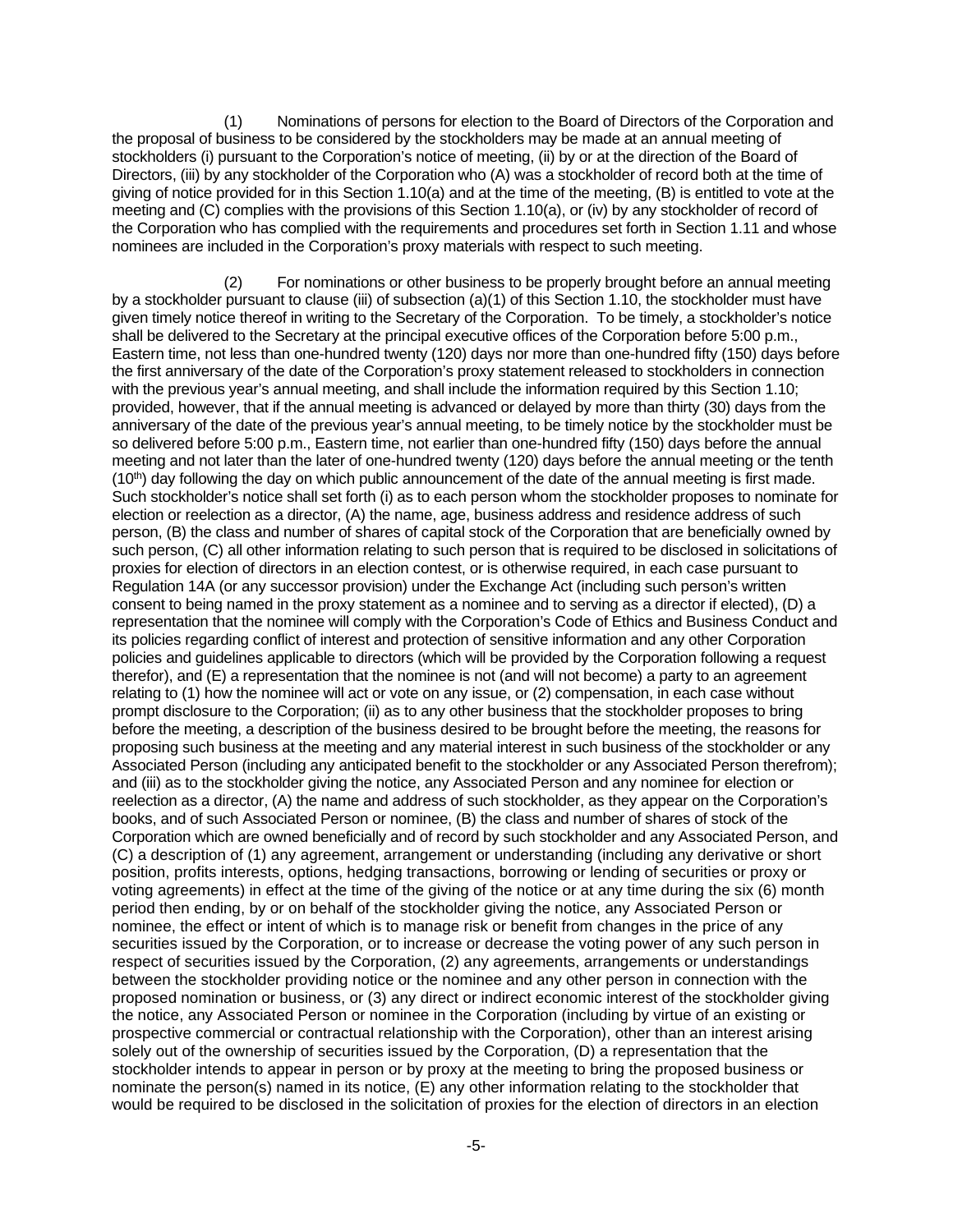(1) Nominations of persons for election to the Board of Directors of the Corporation and the proposal of business to be considered by the stockholders may be made at an annual meeting of stockholders (i) pursuant to the Corporation's notice of meeting, (ii) by or at the direction of the Board of Directors, (iii) by any stockholder of the Corporation who (A) was a stockholder of record both at the time of giving of notice provided for in this Section 1.10(a) and at the time of the meeting, (B) is entitled to vote at the meeting and (C) complies with the provisions of this Section 1.10(a), or (iv) by any stockholder of record of the Corporation who has complied with the requirements and procedures set forth in Section 1.11 and whose nominees are included in the Corporation's proxy materials with respect to such meeting.

(2) For nominations or other business to be properly brought before an annual meeting by a stockholder pursuant to clause (iii) of subsection (a)(1) of this Section 1.10, the stockholder must have given timely notice thereof in writing to the Secretary of the Corporation. To be timely, a stockholder's notice shall be delivered to the Secretary at the principal executive offices of the Corporation before 5:00 p.m., Eastern time, not less than one-hundred twenty (120) days nor more than one-hundred fifty (150) days before the first anniversary of the date of the Corporation's proxy statement released to stockholders in connection with the previous year's annual meeting, and shall include the information required by this Section 1.10; provided, however, that if the annual meeting is advanced or delayed by more than thirty (30) days from the anniversary of the date of the previous year's annual meeting, to be timely notice by the stockholder must be so delivered before 5:00 p.m., Eastern time, not earlier than one-hundred fifty (150) days before the annual meeting and not later than the later of one-hundred twenty (120) days before the annual meeting or the tenth (10th) day following the day on which public announcement of the date of the annual meeting is first made. Such stockholder's notice shall set forth (i) as to each person whom the stockholder proposes to nominate for election or reelection as a director, (A) the name, age, business address and residence address of such person, (B) the class and number of shares of capital stock of the Corporation that are beneficially owned by such person, (C) all other information relating to such person that is required to be disclosed in solicitations of proxies for election of directors in an election contest, or is otherwise required, in each case pursuant to Regulation 14A (or any successor provision) under the Exchange Act (including such person's written consent to being named in the proxy statement as a nominee and to serving as a director if elected), (D) a representation that the nominee will comply with the Corporation's Code of Ethics and Business Conduct and its policies regarding conflict of interest and protection of sensitive information and any other Corporation policies and guidelines applicable to directors (which will be provided by the Corporation following a request therefor), and (E) a representation that the nominee is not (and will not become) a party to an agreement relating to (1) how the nominee will act or vote on any issue, or (2) compensation, in each case without prompt disclosure to the Corporation; (ii) as to any other business that the stockholder proposes to bring before the meeting, a description of the business desired to be brought before the meeting, the reasons for proposing such business at the meeting and any material interest in such business of the stockholder or any Associated Person (including any anticipated benefit to the stockholder or any Associated Person therefrom); and (iii) as to the stockholder giving the notice, any Associated Person and any nominee for election or reelection as a director, (A) the name and address of such stockholder, as they appear on the Corporation's books, and of such Associated Person or nominee, (B) the class and number of shares of stock of the Corporation which are owned beneficially and of record by such stockholder and any Associated Person, and (C) a description of (1) any agreement, arrangement or understanding (including any derivative or short position, profits interests, options, hedging transactions, borrowing or lending of securities or proxy or voting agreements) in effect at the time of the giving of the notice or at any time during the six (6) month period then ending, by or on behalf of the stockholder giving the notice, any Associated Person or nominee, the effect or intent of which is to manage risk or benefit from changes in the price of any securities issued by the Corporation, or to increase or decrease the voting power of any such person in respect of securities issued by the Corporation, (2) any agreements, arrangements or understandings between the stockholder providing notice or the nominee and any other person in connection with the proposed nomination or business, or (3) any direct or indirect economic interest of the stockholder giving the notice, any Associated Person or nominee in the Corporation (including by virtue of an existing or prospective commercial or contractual relationship with the Corporation), other than an interest arising solely out of the ownership of securities issued by the Corporation, (D) a representation that the stockholder intends to appear in person or by proxy at the meeting to bring the proposed business or nominate the person(s) named in its notice, (E) any other information relating to the stockholder that would be required to be disclosed in the solicitation of proxies for the election of directors in an election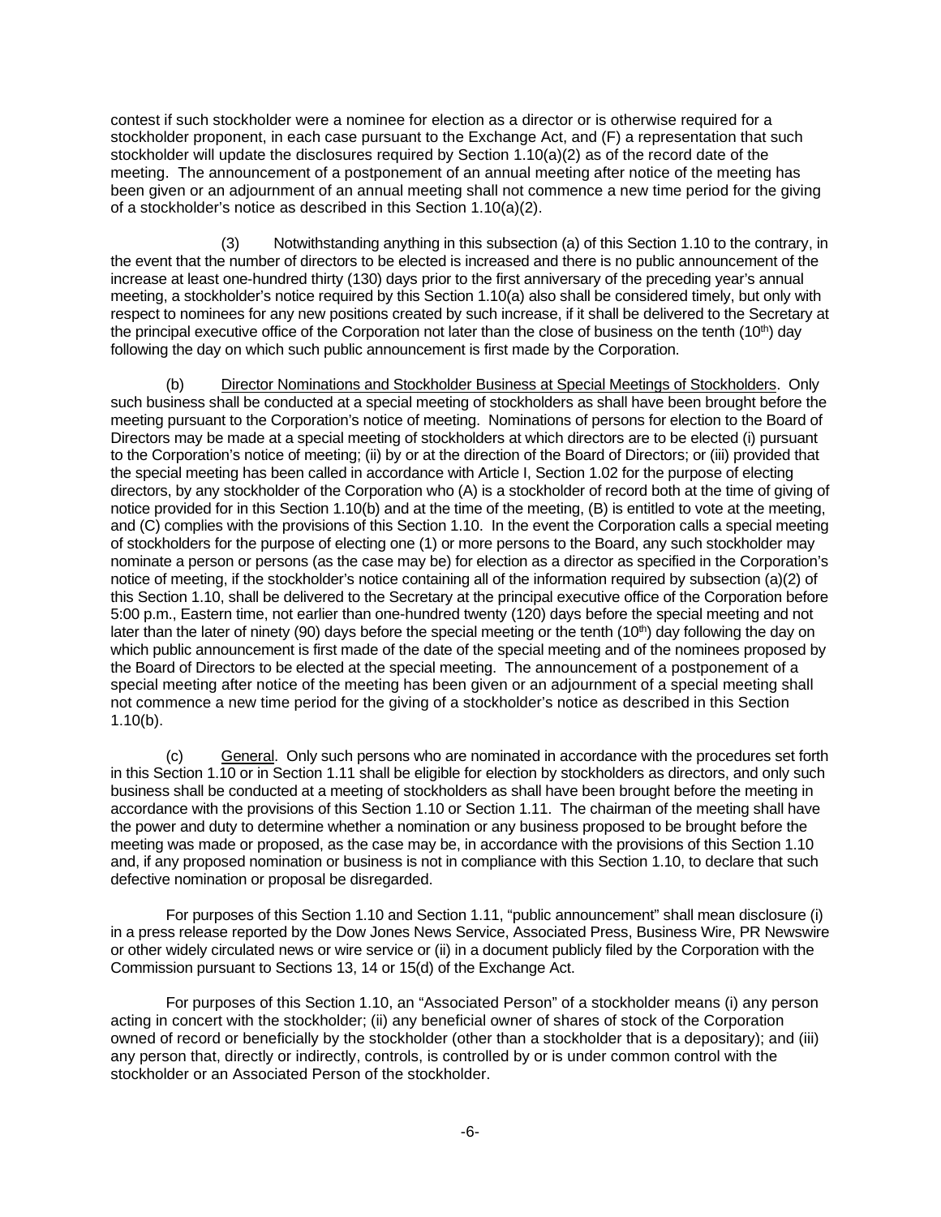contest if such stockholder were a nominee for election as a director or is otherwise required for a stockholder proponent, in each case pursuant to the Exchange Act, and (F) a representation that such stockholder will update the disclosures required by Section 1.10(a)(2) as of the record date of the meeting. The announcement of a postponement of an annual meeting after notice of the meeting has been given or an adjournment of an annual meeting shall not commence a new time period for the giving of a stockholder's notice as described in this Section 1.10(a)(2).

(3) Notwithstanding anything in this subsection (a) of this Section 1.10 to the contrary, in the event that the number of directors to be elected is increased and there is no public announcement of the increase at least one-hundred thirty (130) days prior to the first anniversary of the preceding year's annual meeting, a stockholder's notice required by this Section 1.10(a) also shall be considered timely, but only with respect to nominees for any new positions created by such increase, if it shall be delivered to the Secretary at the principal executive office of the Corporation not later than the close of business on the tenth (10th) day following the day on which such public announcement is first made by the Corporation.

(b) Director Nominations and Stockholder Business at Special Meetings of Stockholders. Only such business shall be conducted at a special meeting of stockholders as shall have been brought before the meeting pursuant to the Corporation's notice of meeting. Nominations of persons for election to the Board of Directors may be made at a special meeting of stockholders at which directors are to be elected (i) pursuant to the Corporation's notice of meeting; (ii) by or at the direction of the Board of Directors; or (iii) provided that the special meeting has been called in accordance with Article I, Section 1.02 for the purpose of electing directors, by any stockholder of the Corporation who (A) is a stockholder of record both at the time of giving of notice provided for in this Section 1.10(b) and at the time of the meeting, (B) is entitled to vote at the meeting, and (C) complies with the provisions of this Section 1.10. In the event the Corporation calls a special meeting of stockholders for the purpose of electing one (1) or more persons to the Board, any such stockholder may nominate a person or persons (as the case may be) for election as a director as specified in the Corporation's notice of meeting, if the stockholder's notice containing all of the information required by subsection (a)(2) of this Section 1.10, shall be delivered to the Secretary at the principal executive office of the Corporation before 5:00 p.m., Eastern time, not earlier than one-hundred twenty (120) days before the special meeting and not later than the later of ninety (90) days before the special meeting or the tenth (10th) day following the day on which public announcement is first made of the date of the special meeting and of the nominees proposed by the Board of Directors to be elected at the special meeting. The announcement of a postponement of a special meeting after notice of the meeting has been given or an adjournment of a special meeting shall not commence a new time period for the giving of a stockholder's notice as described in this Section 1.10(b).

(c) General. Only such persons who are nominated in accordance with the procedures set forth in this Section 1.10 or in Section 1.11 shall be eligible for election by stockholders as directors, and only such business shall be conducted at a meeting of stockholders as shall have been brought before the meeting in accordance with the provisions of this Section 1.10 or Section 1.11. The chairman of the meeting shall have the power and duty to determine whether a nomination or any business proposed to be brought before the meeting was made or proposed, as the case may be, in accordance with the provisions of this Section 1.10 and, if any proposed nomination or business is not in compliance with this Section 1.10, to declare that such defective nomination or proposal be disregarded.

For purposes of this Section 1.10 and Section 1.11, "public announcement" shall mean disclosure (i) in a press release reported by the Dow Jones News Service, Associated Press, Business Wire, PR Newswire or other widely circulated news or wire service or (ii) in a document publicly filed by the Corporation with the Commission pursuant to Sections 13, 14 or 15(d) of the Exchange Act.

For purposes of this Section 1.10, an "Associated Person" of a stockholder means (i) any person acting in concert with the stockholder; (ii) any beneficial owner of shares of stock of the Corporation owned of record or beneficially by the stockholder (other than a stockholder that is a depositary); and (iii) any person that, directly or indirectly, controls, is controlled by or is under common control with the stockholder or an Associated Person of the stockholder.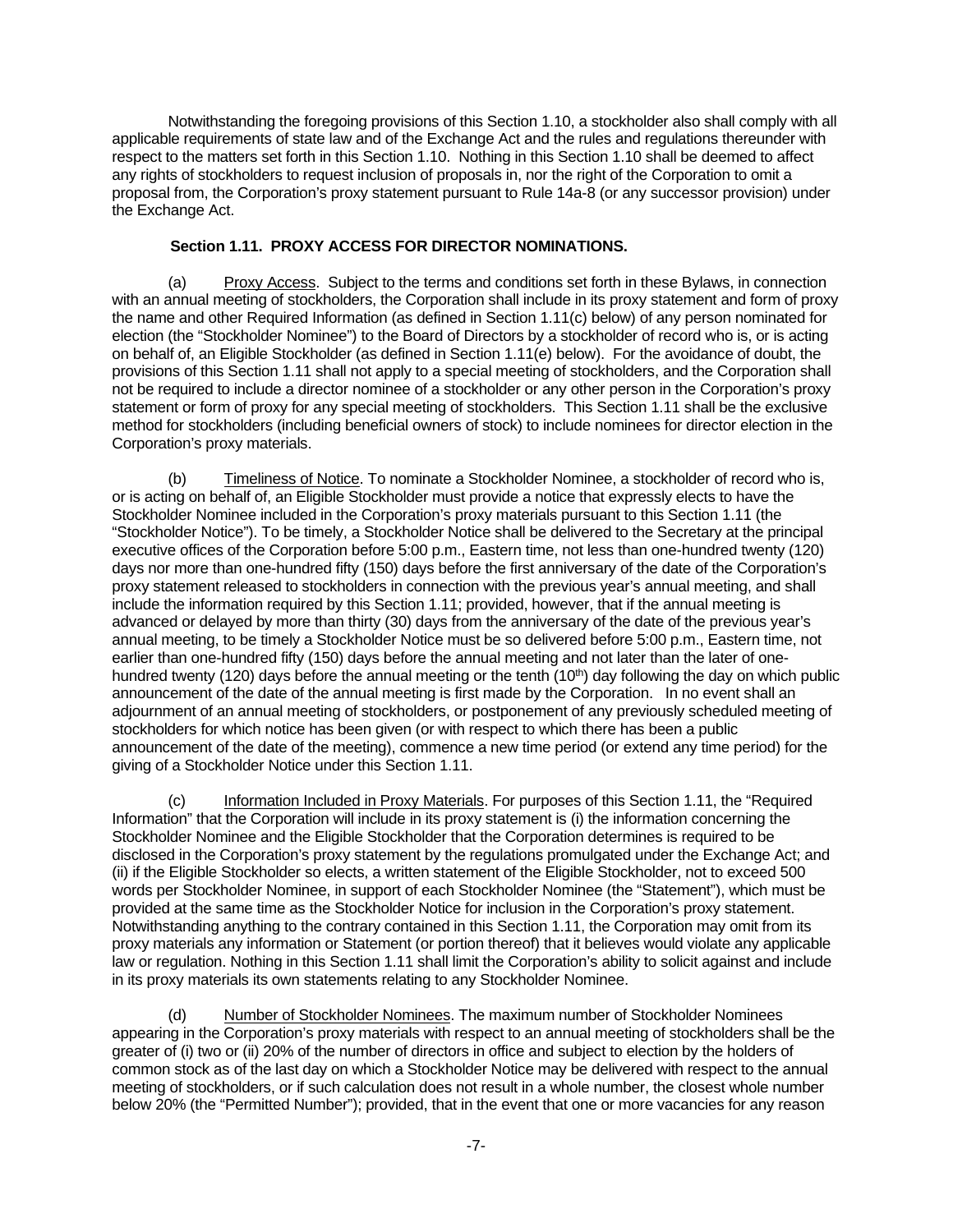Notwithstanding the foregoing provisions of this Section 1.10, a stockholder also shall comply with all applicable requirements of state law and of the Exchange Act and the rules and regulations thereunder with respect to the matters set forth in this Section 1.10. Nothing in this Section 1.10 shall be deemed to affect any rights of stockholders to request inclusion of proposals in, nor the right of the Corporation to omit a proposal from, the Corporation's proxy statement pursuant to Rule 14a-8 (or any successor provision) under the Exchange Act.

**Section 1.11. PROXY ACCESS FOR DIRECTOR NOMINATIONS.**

(a) Proxy Access. Subject to the terms and conditions set forth in these Bylaws, in connection with an annual meeting of stockholders, the Corporation shall include in its proxy statement and form of proxy the name and other Required Information (as defined in Section 1.11(c) below) of any person nominated for election (the "Stockholder Nominee") to the Board of Directors by a stockholder of record who is, or is acting on behalf of, an Eligible Stockholder (as defined in Section 1.11(e) below). For the avoidance of doubt, the provisions of this Section 1.11 shall not apply to a special meeting of stockholders, and the Corporation shall not be required to include a director nominee of a stockholder or any other person in the Corporation's proxy statement or form of proxy for any special meeting of stockholders. This Section 1.11 shall be the exclusive method for stockholders (including beneficial owners of stock) to include nominees for director election in the Corporation's proxy materials.

(b) Timeliness of Notice. To nominate a Stockholder Nominee, a stockholder of record who is, or is acting on behalf of, an Eligible Stockholder must provide a notice that expressly elects to have the Stockholder Nominee included in the Corporation's proxy materials pursuant to this Section 1.11 (the "Stockholder Notice"). To be timely, a Stockholder Notice shall be delivered to the Secretary at the principal executive offices of the Corporation before 5:00 p.m., Eastern time, not less than one-hundred twenty (120) days nor more than one-hundred fifty (150) days before the first anniversary of the date of the Corporation's proxy statement released to stockholders in connection with the previous year's annual meeting, and shall include the information required by this Section 1.11; provided, however, that if the annual meeting is advanced or delayed by more than thirty (30) days from the anniversary of the date of the previous year's annual meeting, to be timely a Stockholder Notice must be so delivered before 5:00 p.m., Eastern time, not earlier than one-hundred fifty (150) days before the annual meeting and not later than the later of one-hundred twenty (120) days before the annual meeting or the tenth (10th) day following the day on which public announcement of the date of the annual meeting is first made by the Corporation. In no event shall an adjournment of an annual meeting of stockholders, or postponement of any previously scheduled meeting of stockholders for which notice has been given (or with respect to which there has been a public announcement of the date of the meeting), commence a new time period (or extend any time period) for the giving of a Stockholder Notice under this Section 1.11.

(c) Information Included in Proxy Materials. For purposes of this Section 1.11, the "Required Information" that the Corporation will include in its proxy statement is (i) the information concerning the Stockholder Nominee and the Eligible Stockholder that the Corporation determines is required to be disclosed in the Corporation's proxy statement by the regulations promulgated under the Exchange Act; and (ii) if the Eligible Stockholder so elects, a written statement of the Eligible Stockholder, not to exceed 500 words per Stockholder Nominee, in support of each Stockholder Nominee (the "Statement"), which must be provided at the same time as the Stockholder Notice for inclusion in the Corporation's proxy statement. Notwithstanding anything to the contrary contained in this Section 1.11, the Corporation may omit from its proxy materials any information or Statement (or portion thereof) that it believes would violate any applicable law or regulation. Nothing in this Section 1.11 shall limit the Corporation's ability to solicit against and include in its proxy materials its own statements relating to any Stockholder Nominee.

(d) Number of Stockholder Nominees. The maximum number of Stockholder Nominees appearing in the Corporation's proxy materials with respect to an annual meeting of stockholders shall be the greater of (i) two or (ii) 20% of the number of directors in office and subject to election by the holders of common stock as of the last day on which a Stockholder Notice may be delivered with respect to the annual meeting of stockholders, or if such calculation does not result in a whole number, the closest whole number below 20% (the "Permitted Number"); provided, that in the event that one or more vacancies for any reason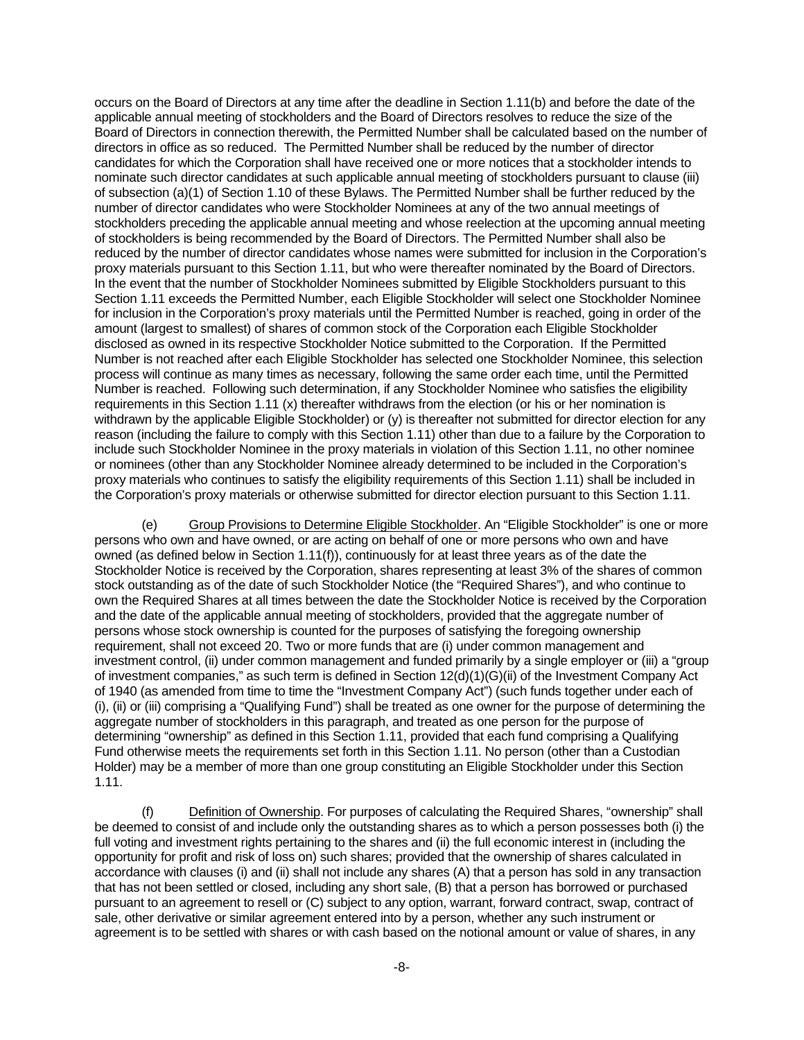occurs on the Board of Directors at any time after the deadline in Section 1.11(b) and before the date of the applicable annual meeting of stockholders and the Board of Directors resolves to reduce the size of the Board of Directors in connection therewith, the Permitted Number shall be calculated based on the number of directors in office as so reduced. The Permitted Number shall be reduced by the number of director candidates for which the Corporation shall have received one or more notices that a stockholder intends to nominate such director candidates at such applicable annual meeting of stockholders pursuant to clause (iii) of subsection (a)(1) of Section 1.10 of these Bylaws. The Permitted Number shall be further reduced by the number of director candidates who were Stockholder Nominees at any of the two annual meetings of stockholders preceding the applicable annual meeting and whose reelection at the upcoming annual meeting of stockholders is being recommended by the Board of Directors. The Permitted Number shall also be reduced by the number of director candidates whose names were submitted for inclusion in the Corporation's proxy materials pursuant to this Section 1.11, but who were thereafter nominated by the Board of Directors. In the event that the number of Stockholder Nominees submitted by Eligible Stockholders pursuant to this Section 1.11 exceeds the Permitted Number, each Eligible Stockholder will select one Stockholder Nominee for inclusion in the Corporation's proxy materials until the Permitted Number is reached, going in order of the amount (largest to smallest) of shares of common stock of the Corporation each Eligible Stockholder disclosed as owned in its respective Stockholder Notice submitted to the Corporation. If the Permitted Number is not reached after each Eligible Stockholder has selected one Stockholder Nominee, this selection process will continue as many times as necessary, following the same order each time, until the Permitted Number is reached. Following such determination, if any Stockholder Nominee who satisfies the eligibility requirements in this Section 1.11 (x) thereafter withdraws from the election (or his or her nomination is withdrawn by the applicable Eligible Stockholder) or (y) is thereafter not submitted for director election for any reason (including the failure to comply with this Section 1.11) other than due to a failure by the Corporation to include such Stockholder Nominee in the proxy materials in violation of this Section 1.11, no other nominee or nominees (other than any Stockholder Nominee already determined to be included in the Corporation's proxy materials who continues to satisfy the eligibility requirements of this Section 1.11) shall be included in the Corporation's proxy materials or otherwise submitted for director election pursuant to this Section 1.11.

(e) Group Provisions to Determine Eligible Stockholder. An "Eligible Stockholder" is one or more persons who own and have owned, or are acting on behalf of one or more persons who own and have owned (as defined below in Section 1.11(f)), continuously for at least three years as of the date the Stockholder Notice is received by the Corporation, shares representing at least 3% of the shares of common stock outstanding as of the date of such Stockholder Notice (the "Required Shares"), and who continue to own the Required Shares at all times between the date the Stockholder Notice is received by the Corporation and the date of the applicable annual meeting of stockholders, provided that the aggregate number of persons whose stock ownership is counted for the purposes of satisfying the foregoing ownership requirement, shall not exceed 20. Two or more funds that are (i) under common management and investment control, (ii) under common management and funded primarily by a single employer or (iii) a "group of investment companies," as such term is defined in Section 12(d)(1)(G)(ii) of the Investment Company Act of 1940 (as amended from time to time the "Investment Company Act") (such funds together under each of (i), (ii) or (iii) comprising a "Qualifying Fund") shall be treated as one owner for the purpose of determining the aggregate number of stockholders in this paragraph, and treated as one person for the purpose of determining "ownership" as defined in this Section 1.11, provided that each fund comprising a Qualifying Fund otherwise meets the requirements set forth in this Section 1.11. No person (other than a Custodian Holder) may be a member of more than one group constituting an Eligible Stockholder under this Section 1.11.

(f) Definition of Ownership. For purposes of calculating the Required Shares, "ownership" shall be deemed to consist of and include only the outstanding shares as to which a person possesses both (i) the full voting and investment rights pertaining to the shares and (ii) the full economic interest in (including the opportunity for profit and risk of loss on) such shares; provided that the ownership of shares calculated in accordance with clauses (i) and (ii) shall not include any shares (A) that a person has sold in any transaction that has not been settled or closed, including any short sale, (B) that a person has borrowed or purchased pursuant to an agreement to resell or (C) subject to any option, warrant, forward contract, swap, contract of sale, other derivative or similar agreement entered into by a person, whether any such instrument or agreement is to be settled with shares or with cash based on the notional amount or value of shares, in any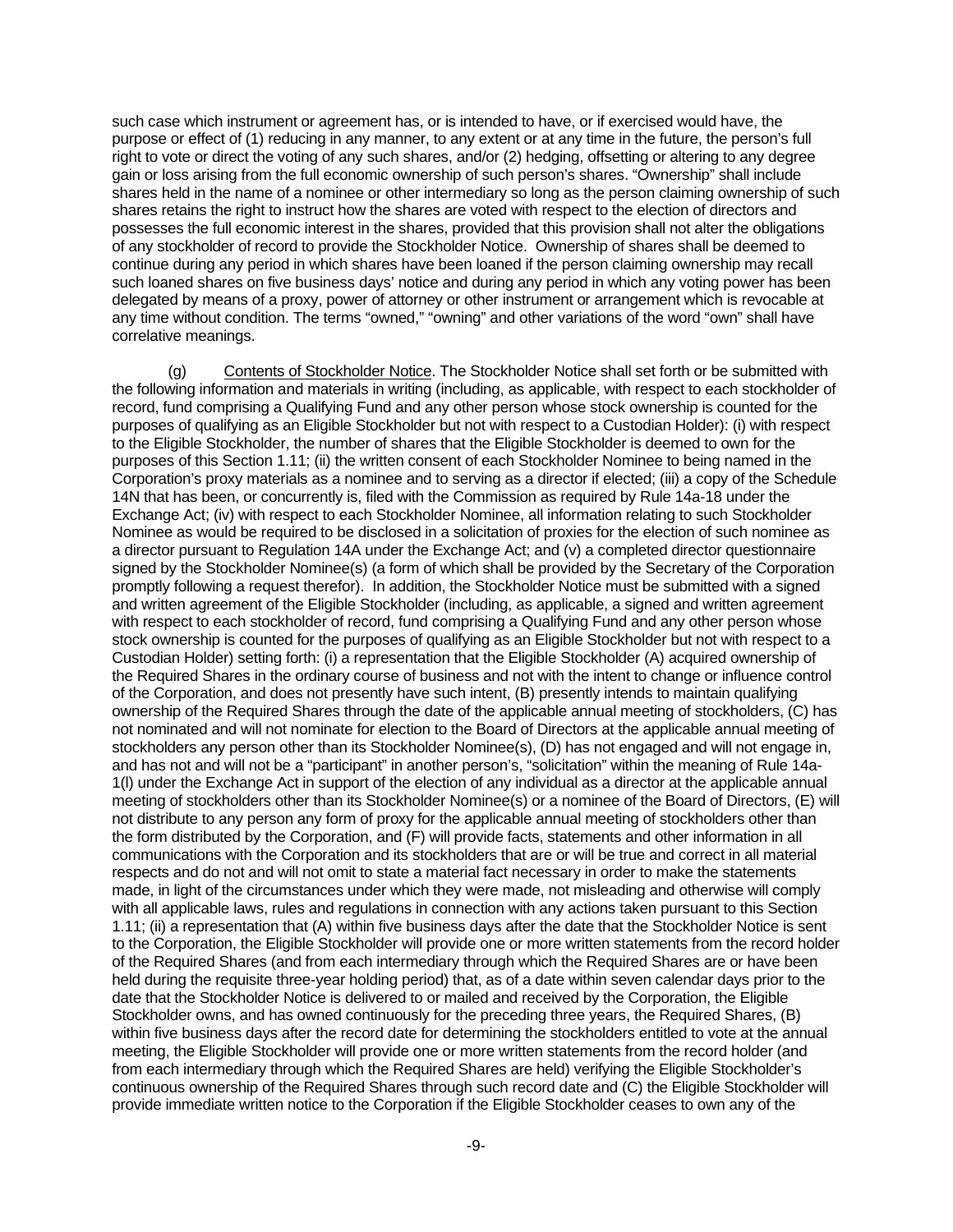such case which instrument or agreement has, or is intended to have, or if exercised would have, the purpose or effect of (1) reducing in any manner, to any extent or at any time in the future, the person's full right to vote or direct the voting of any such shares, and/or (2) hedging, offsetting or altering to any degree gain or loss arising from the full economic ownership of such person's shares. "Ownership" shall include shares held in the name of a nominee or other intermediary so long as the person claiming ownership of such shares retains the right to instruct how the shares are voted with respect to the election of directors and possesses the full economic interest in the shares, provided that this provision shall not alter the obligations of any stockholder of record to provide the Stockholder Notice. Ownership of shares shall be deemed to continue during any period in which shares have been loaned if the person claiming ownership may recall such loaned shares on five business days' notice and during any period in which any voting power has been delegated by means of a proxy, power of attorney or other instrument or arrangement which is revocable at any time without condition. The terms "owned," "owning" and other variations of the word "own" shall have correlative meanings.

(g) Contents of Stockholder Notice. The Stockholder Notice shall set forth or be submitted with the following information and materials in writing (including, as applicable, with respect to each stockholder of record, fund comprising a Qualifying Fund and any other person whose stock ownership is counted for the purposes of qualifying as an Eligible Stockholder but not with respect to a Custodian Holder): (i) with respect to the Eligible Stockholder, the number of shares that the Eligible Stockholder is deemed to own for the purposes of this Section 1.11; (ii) the written consent of each Stockholder Nominee to being named in the Corporation's proxy materials as a nominee and to serving as a director if elected; (iii) a copy of the Schedule 14N that has been, or concurrently is, filed with the Commission as required by Rule 14a-18 under the Exchange Act; (iv) with respect to each Stockholder Nominee, all information relating to such Stockholder Nominee as would be required to be disclosed in a solicitation of proxies for the election of such nominee as a director pursuant to Regulation 14A under the Exchange Act; and (v) a completed director questionnaire signed by the Stockholder Nominee(s) (a form of which shall be provided by the Secretary of the Corporation promptly following a request therefor). In addition, the Stockholder Notice must be submitted with a signed and written agreement of the Eligible Stockholder (including, as applicable, a signed and written agreement with respect to each stockholder of record, fund comprising a Qualifying Fund and any other person whose stock ownership is counted for the purposes of qualifying as an Eligible Stockholder but not with respect to a Custodian Holder) setting forth: (i) a representation that the Eligible Stockholder (A) acquired ownership of the Required Shares in the ordinary course of business and not with the intent to change or influence control of the Corporation, and does not presently have such intent, (B) presently intends to maintain qualifying ownership of the Required Shares through the date of the applicable annual meeting of stockholders, (C) has not nominated and will not nominate for election to the Board of Directors at the applicable annual meeting of stockholders any person other than its Stockholder Nominee(s), (D) has not engaged and will not engage in, and has not and will not be a "participant" in another person's, "solicitation" within the meaning of Rule 14a-1(l) under the Exchange Act in support of the election of any individual as a director at the applicable annual meeting of stockholders other than its Stockholder Nominee(s) or a nominee of the Board of Directors, (E) will not distribute to any person any form of proxy for the applicable annual meeting of stockholders other than the form distributed by the Corporation, and (F) will provide facts, statements and other information in all communications with the Corporation and its stockholders that are or will be true and correct in all material respects and do not and will not omit to state a material fact necessary in order to make the statements made, in light of the circumstances under which they were made, not misleading and otherwise will comply with all applicable laws, rules and regulations in connection with any actions taken pursuant to this Section 1.11; (ii) a representation that (A) within five business days after the date that the Stockholder Notice is sent to the Corporation, the Eligible Stockholder will provide one or more written statements from the record holder of the Required Shares (and from each intermediary through which the Required Shares are or have been held during the requisite three-year holding period) that, as of a date within seven calendar days prior to the date that the Stockholder Notice is delivered to or mailed and received by the Corporation, the Eligible Stockholder owns, and has owned continuously for the preceding three years, the Required Shares, (B) within five business days after the record date for determining the stockholders entitled to vote at the annual meeting, the Eligible Stockholder will provide one or more written statements from the record holder (and from each intermediary through which the Required Shares are held) verifying the Eligible Stockholder's continuous ownership of the Required Shares through such record date and (C) the Eligible Stockholder will provide immediate written notice to the Corporation if the Eligible Stockholder ceases to own any of the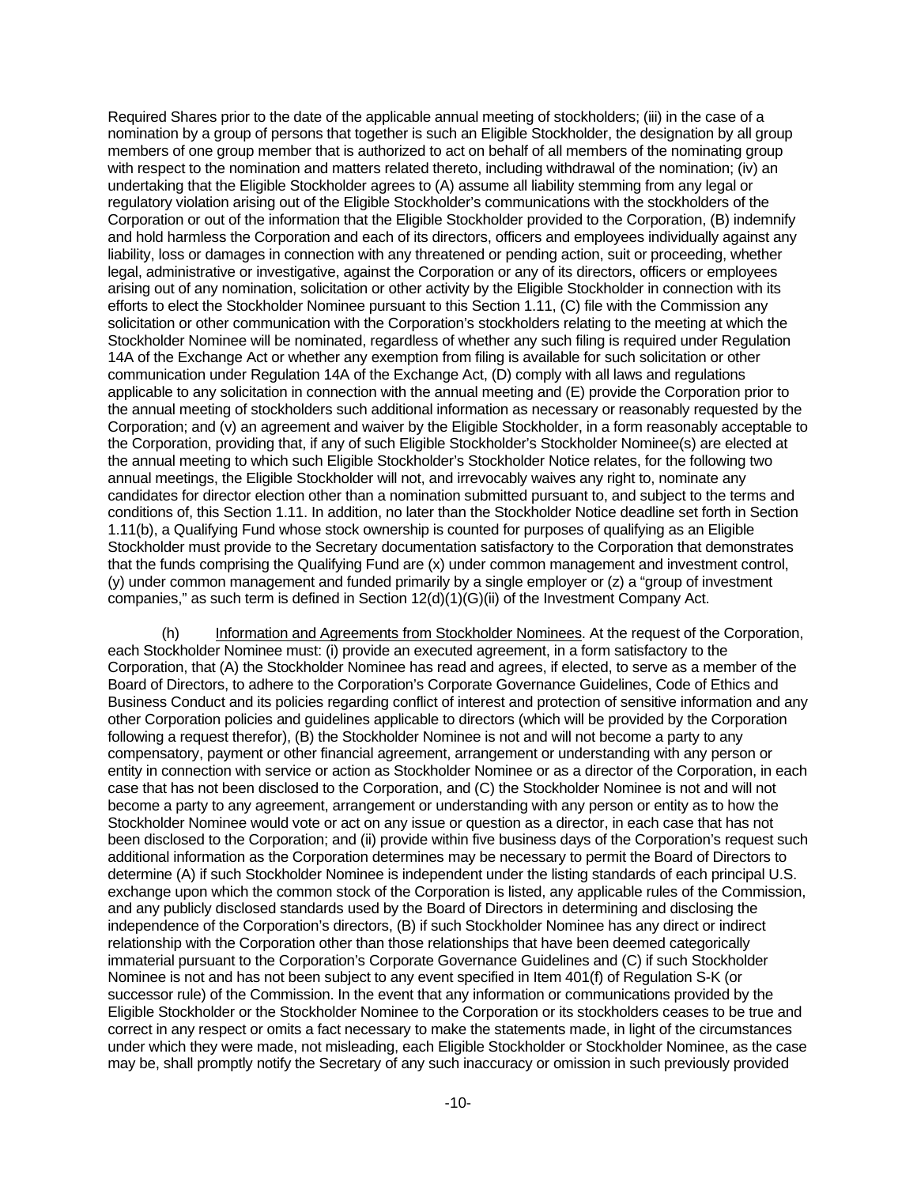Required Shares prior to the date of the applicable annual meeting of stockholders; (iii) in the case of a nomination by a group of persons that together is such an Eligible Stockholder, the designation by all group members of one group member that is authorized to act on behalf of all members of the nominating group with respect to the nomination and matters related thereto, including withdrawal of the nomination; (iv) an undertaking that the Eligible Stockholder agrees to (A) assume all liability stemming from any legal or regulatory violation arising out of the Eligible Stockholder's communications with the stockholders of the Corporation or out of the information that the Eligible Stockholder provided to the Corporation, (B) indemnify and hold harmless the Corporation and each of its directors, officers and employees individually against any liability, loss or damages in connection with any threatened or pending action, suit or proceeding, whether legal, administrative or investigative, against the Corporation or any of its directors, officers or employees arising out of any nomination, solicitation or other activity by the Eligible Stockholder in connection with its efforts to elect the Stockholder Nominee pursuant to this Section 1.11, (C) file with the Commission any solicitation or other communication with the Corporation's stockholders relating to the meeting at which the Stockholder Nominee will be nominated, regardless of whether any such filing is required under Regulation 14A of the Exchange Act or whether any exemption from filing is available for such solicitation or other communication under Regulation 14A of the Exchange Act, (D) comply with all laws and regulations applicable to any solicitation in connection with the annual meeting and (E) provide the Corporation prior to the annual meeting of stockholders such additional information as necessary or reasonably requested by the Corporation; and (v) an agreement and waiver by the Eligible Stockholder, in a form reasonably acceptable to the Corporation, providing that, if any of such Eligible Stockholder's Stockholder Nominee(s) are elected at the annual meeting to which such Eligible Stockholder's Stockholder Notice relates, for the following two annual meetings, the Eligible Stockholder will not, and irrevocably waives any right to, nominate any candidates for director election other than a nomination submitted pursuant to, and subject to the terms and conditions of, this Section 1.11. In addition, no later than the Stockholder Notice deadline set forth in Section 1.11(b), a Qualifying Fund whose stock ownership is counted for purposes of qualifying as an Eligible Stockholder must provide to the Secretary documentation satisfactory to the Corporation that demonstrates that the funds comprising the Qualifying Fund are (x) under common management and investment control, (y) under common management and funded primarily by a single employer or (z) a "group of investment companies," as such term is defined in Section 12(d)(1)(G)(ii) of the Investment Company Act.

(h) Information and Agreements from Stockholder Nominees. At the request of the Corporation, each Stockholder Nominee must: (i) provide an executed agreement, in a form satisfactory to the Corporation, that (A) the Stockholder Nominee has read and agrees, if elected, to serve as a member of the Board of Directors, to adhere to the Corporation's Corporate Governance Guidelines, Code of Ethics and Business Conduct and its policies regarding conflict of interest and protection of sensitive information and any other Corporation policies and guidelines applicable to directors (which will be provided by the Corporation following a request therefor), (B) the Stockholder Nominee is not and will not become a party to any compensatory, payment or other financial agreement, arrangement or understanding with any person or entity in connection with service or action as Stockholder Nominee or as a director of the Corporation, in each case that has not been disclosed to the Corporation, and (C) the Stockholder Nominee is not and will not become a party to any agreement, arrangement or understanding with any person or entity as to how the Stockholder Nominee would vote or act on any issue or question as a director, in each case that has not been disclosed to the Corporation; and (ii) provide within five business days of the Corporation's request such additional information as the Corporation determines may be necessary to permit the Board of Directors to determine (A) if such Stockholder Nominee is independent under the listing standards of each principal U.S. exchange upon which the common stock of the Corporation is listed, any applicable rules of the Commission, and any publicly disclosed standards used by the Board of Directors in determining and disclosing the independence of the Corporation's directors, (B) if such Stockholder Nominee has any direct or indirect relationship with the Corporation other than those relationships that have been deemed categorically immaterial pursuant to the Corporation's Corporate Governance Guidelines and (C) if such Stockholder Nominee is not and has not been subject to any event specified in Item 401(f) of Regulation S-K (or successor rule) of the Commission. In the event that any information or communications provided by the Eligible Stockholder or the Stockholder Nominee to the Corporation or its stockholders ceases to be true and correct in any respect or omits a fact necessary to make the statements made, in light of the circumstances under which they were made, not misleading, each Eligible Stockholder or Stockholder Nominee, as the case may be, shall promptly notify the Secretary of any such inaccuracy or omission in such previously provided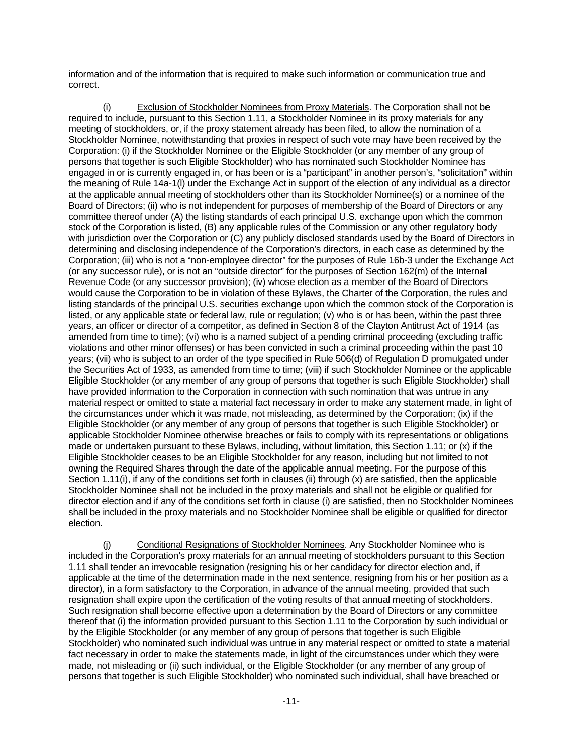information and of the information that is required to make such information or communication true and correct.

(i) Exclusion of Stockholder Nominees from Proxy Materials. The Corporation shall not be required to include, pursuant to this Section 1.11, a Stockholder Nominee in its proxy materials for any meeting of stockholders, or, if the proxy statement already has been filed, to allow the nomination of a Stockholder Nominee, notwithstanding that proxies in respect of such vote may have been received by the Corporation: (i) if the Stockholder Nominee or the Eligible Stockholder (or any member of any group of persons that together is such Eligible Stockholder) who has nominated such Stockholder Nominee has engaged in or is currently engaged in, or has been or is a "participant" in another person's, "solicitation" within the meaning of Rule 14a-1(l) under the Exchange Act in support of the election of any individual as a director at the applicable annual meeting of stockholders other than its Stockholder Nominee(s) or a nominee of the Board of Directors; (ii) who is not independent for purposes of membership of the Board of Directors or any committee thereof under (A) the listing standards of each principal U.S. exchange upon which the common stock of the Corporation is listed, (B) any applicable rules of the Commission or any other regulatory body with jurisdiction over the Corporation or (C) any publicly disclosed standards used by the Board of Directors in determining and disclosing independence of the Corporation's directors, in each case as determined by the Corporation; (iii) who is not a "non-employee director" for the purposes of Rule 16b-3 under the Exchange Act (or any successor rule), or is not an "outside director" for the purposes of Section 162(m) of the Internal Revenue Code (or any successor provision); (iv) whose election as a member of the Board of Directors would cause the Corporation to be in violation of these Bylaws, the Charter of the Corporation, the rules and listing standards of the principal U.S. securities exchange upon which the common stock of the Corporation is listed, or any applicable state or federal law, rule or regulation; (v) who is or has been, within the past three years, an officer or director of a competitor, as defined in Section 8 of the Clayton Antitrust Act of 1914 (as amended from time to time); (vi) who is a named subject of a pending criminal proceeding (excluding traffic violations and other minor offenses) or has been convicted in such a criminal proceeding within the past 10 years; (vii) who is subject to an order of the type specified in Rule 506(d) of Regulation D promulgated under the Securities Act of 1933, as amended from time to time; (viii) if such Stockholder Nominee or the applicable Eligible Stockholder (or any member of any group of persons that together is such Eligible Stockholder) shall have provided information to the Corporation in connection with such nomination that was untrue in any material respect or omitted to state a material fact necessary in order to make any statement made, in light of the circumstances under which it was made, not misleading, as determined by the Corporation; (ix) if the Eligible Stockholder (or any member of any group of persons that together is such Eligible Stockholder) or applicable Stockholder Nominee otherwise breaches or fails to comply with its representations or obligations made or undertaken pursuant to these Bylaws, including, without limitation, this Section 1.11; or (x) if the Eligible Stockholder ceases to be an Eligible Stockholder for any reason, including but not limited to not owning the Required Shares through the date of the applicable annual meeting. For the purpose of this Section 1.11(i), if any of the conditions set forth in clauses (ii) through (x) are satisfied, then the applicable Stockholder Nominee shall not be included in the proxy materials and shall not be eligible or qualified for director election and if any of the conditions set forth in clause (i) are satisfied, then no Stockholder Nominees shall be included in the proxy materials and no Stockholder Nominee shall be eligible or qualified for director election.

(j) Conditional Resignations of Stockholder Nominees. Any Stockholder Nominee who is included in the Corporation's proxy materials for an annual meeting of stockholders pursuant to this Section 1.11 shall tender an irrevocable resignation (resigning his or her candidacy for director election and, if applicable at the time of the determination made in the next sentence, resigning from his or her position as a director), in a form satisfactory to the Corporation, in advance of the annual meeting, provided that such resignation shall expire upon the certification of the voting results of that annual meeting of stockholders. Such resignation shall become effective upon a determination by the Board of Directors or any committee thereof that (i) the information provided pursuant to this Section 1.11 to the Corporation by such individual or by the Eligible Stockholder (or any member of any group of persons that together is such Eligible Stockholder) who nominated such individual was untrue in any material respect or omitted to state a material fact necessary in order to make the statements made, in light of the circumstances under which they were made, not misleading or (ii) such individual, or the Eligible Stockholder (or any member of any group of persons that together is such Eligible Stockholder) who nominated such individual, shall have breached or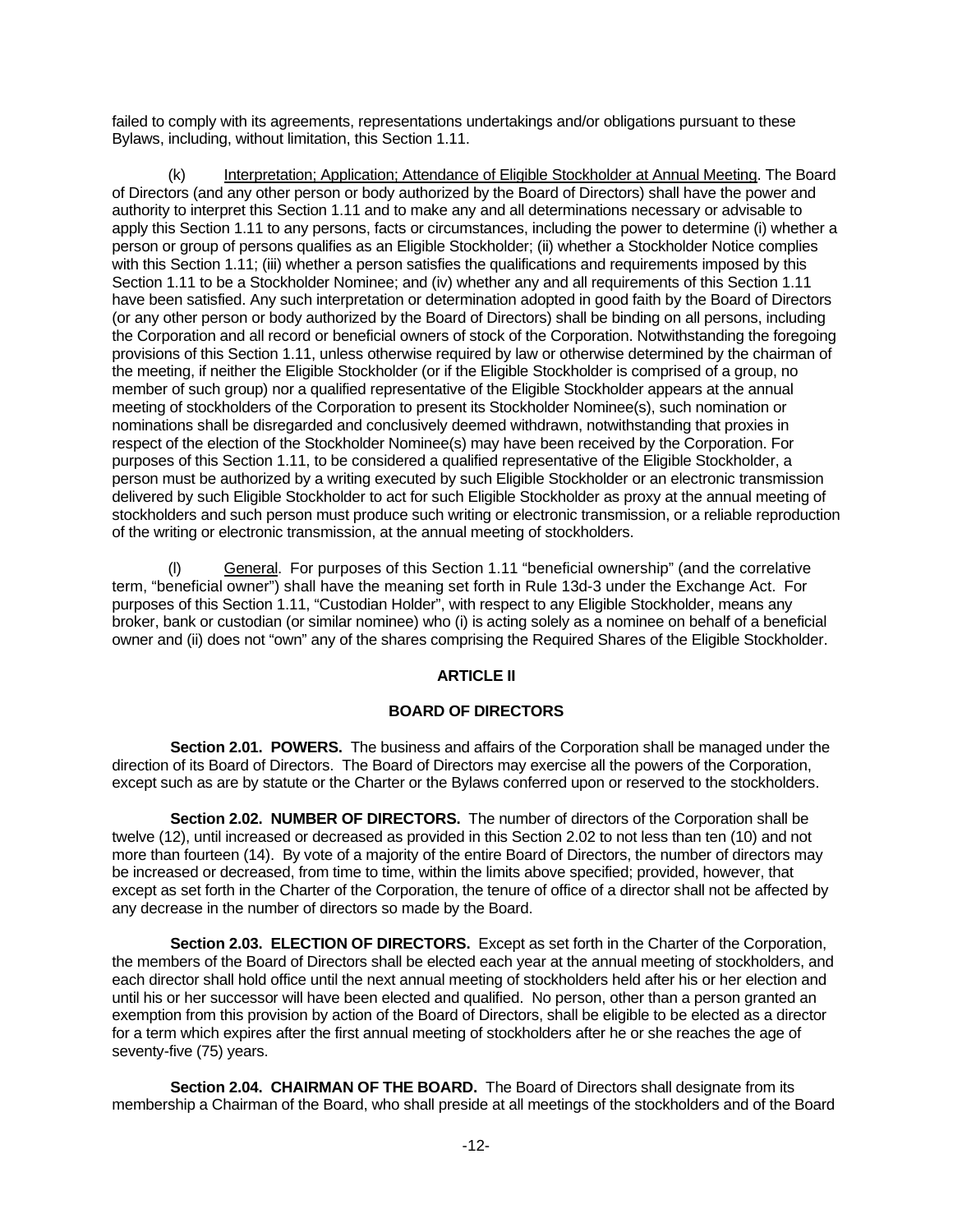failed to comply with its agreements, representations undertakings and/or obligations pursuant to these Bylaws, including, without limitation, this Section 1.11.

(k) Interpretation; Application; Attendance of Eligible Stockholder at Annual Meeting. The Board of Directors (and any other person or body authorized by the Board of Directors) shall have the power and authority to interpret this Section 1.11 and to make any and all determinations necessary or advisable to apply this Section 1.11 to any persons, facts or circumstances, including the power to determine (i) whether a person or group of persons qualifies as an Eligible Stockholder; (ii) whether a Stockholder Notice complies with this Section 1.11; (iii) whether a person satisfies the qualifications and requirements imposed by this Section 1.11 to be a Stockholder Nominee; and (iv) whether any and all requirements of this Section 1.11 have been satisfied. Any such interpretation or determination adopted in good faith by the Board of Directors (or any other person or body authorized by the Board of Directors) shall be binding on all persons, including the Corporation and all record or beneficial owners of stock of the Corporation. Notwithstanding the foregoing provisions of this Section 1.11, unless otherwise required by law or otherwise determined by the chairman of the meeting, if neither the Eligible Stockholder (or if the Eligible Stockholder is comprised of a group, no member of such group) nor a qualified representative of the Eligible Stockholder appears at the annual meeting of stockholders of the Corporation to present its Stockholder Nominee(s), such nomination or nominations shall be disregarded and conclusively deemed withdrawn, notwithstanding that proxies in respect of the election of the Stockholder Nominee(s) may have been received by the Corporation. For purposes of this Section 1.11, to be considered a qualified representative of the Eligible Stockholder, a person must be authorized by a writing executed by such Eligible Stockholder or an electronic transmission delivered by such Eligible Stockholder to act for such Eligible Stockholder as proxy at the annual meeting of stockholders and such person must produce such writing or electronic transmission, or a reliable reproduction of the writing or electronic transmission, at the annual meeting of stockholders.

(l) General. For purposes of this Section 1.11 "beneficial ownership" (and the correlative term, "beneficial owner") shall have the meaning set forth in Rule 13d-3 under the Exchange Act. For purposes of this Section 1.11, "Custodian Holder", with respect to any Eligible Stockholder, means any broker, bank or custodian (or similar nominee) who (i) is acting solely as a nominee on behalf of a beneficial owner and (ii) does not "own" any of the shares comprising the Required Shares of the Eligible Stockholder.

## ARTICLE II

## BOARD OF DIRECTORS

**Section 2.01. POWERS.** The business and affairs of the Corporation shall be managed under the direction of its Board of Directors. The Board of Directors may exercise all the powers of the Corporation, except such as are by statute or the Charter or the Bylaws conferred upon or reserved to the stockholders.

**Section 2.02. NUMBER OF DIRECTORS.** The number of directors of the Corporation shall be twelve (12), until increased or decreased as provided in this Section 2.02 to not less than ten (10) and not more than fourteen (14). By vote of a majority of the entire Board of Directors, the number of directors may be increased or decreased, from time to time, within the limits above specified; provided, however, that except as set forth in the Charter of the Corporation, the tenure of office of a director shall not be affected by any decrease in the number of directors so made by the Board.

**Section 2.03. ELECTION OF DIRECTORS.** Except as set forth in the Charter of the Corporation, the members of the Board of Directors shall be elected each year at the annual meeting of stockholders, and each director shall hold office until the next annual meeting of stockholders held after his or her election and until his or her successor will have been elected and qualified. No person, other than a person granted an exemption from this provision by action of the Board of Directors, shall be eligible to be elected as a director for a term which expires after the first annual meeting of stockholders after he or she reaches the age of seventy-five (75) years.

**Section 2.04. CHAIRMAN OF THE BOARD.** The Board of Directors shall designate from its membership a Chairman of the Board, who shall preside at all meetings of the stockholders and of the Board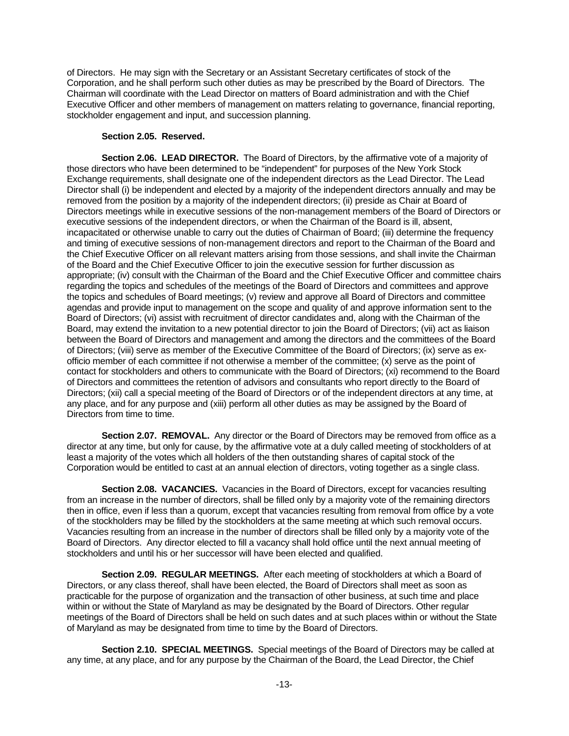of Directors. He may sign with the Secretary or an Assistant Secretary certificates of stock of the Corporation, and he shall perform such other duties as may be prescribed by the Board of Directors. The Chairman will coordinate with the Lead Director on matters of Board administration and with the Chief Executive Officer and other members of management on matters relating to governance, financial reporting, stockholder engagement and input, and succession planning.

**Section 2.05. Reserved.**

**Section 2.06. LEAD DIRECTOR.** The Board of Directors, by the affirmative vote of a majority of those directors who have been determined to be "independent" for purposes of the New York Stock Exchange requirements, shall designate one of the independent directors as the Lead Director. The Lead Director shall (i) be independent and elected by a majority of the independent directors annually and may be removed from the position by a majority of the independent directors; (ii) preside as Chair at Board of Directors meetings while in executive sessions of the non-management members of the Board of Directors or executive sessions of the independent directors, or when the Chairman of the Board is ill, absent, incapacitated or otherwise unable to carry out the duties of Chairman of Board; (iii) determine the frequency and timing of executive sessions of non-management directors and report to the Chairman of the Board and the Chief Executive Officer on all relevant matters arising from those sessions, and shall invite the Chairman of the Board and the Chief Executive Officer to join the executive session for further discussion as appropriate; (iv) consult with the Chairman of the Board and the Chief Executive Officer and committee chairs regarding the topics and schedules of the meetings of the Board of Directors and committees and approve the topics and schedules of Board meetings; (v) review and approve all Board of Directors and committee agendas and provide input to management on the scope and quality of and approve information sent to the Board of Directors; (vi) assist with recruitment of director candidates and, along with the Chairman of the Board, may extend the invitation to a new potential director to join the Board of Directors; (vii) act as liaison between the Board of Directors and management and among the directors and the committees of the Board of Directors; (viii) serve as member of the Executive Committee of the Board of Directors; (ix) serve as ex-officio member of each committee if not otherwise a member of the committee; (x) serve as the point of contact for stockholders and others to communicate with the Board of Directors; (xi) recommend to the Board of Directors and committees the retention of advisors and consultants who report directly to the Board of Directors; (xii) call a special meeting of the Board of Directors or of the independent directors at any time, at any place, and for any purpose and (xiii) perform all other duties as may be assigned by the Board of Directors from time to time.

**Section 2.07. REMOVAL.** Any director or the Board of Directors may be removed from office as a director at any time, but only for cause, by the affirmative vote at a duly called meeting of stockholders of at least a majority of the votes which all holders of the then outstanding shares of capital stock of the Corporation would be entitled to cast at an annual election of directors, voting together as a single class.

**Section 2.08. VACANCIES.** Vacancies in the Board of Directors, except for vacancies resulting from an increase in the number of directors, shall be filled only by a majority vote of the remaining directors then in office, even if less than a quorum, except that vacancies resulting from removal from office by a vote of the stockholders may be filled by the stockholders at the same meeting at which such removal occurs. Vacancies resulting from an increase in the number of directors shall be filled only by a majority vote of the Board of Directors. Any director elected to fill a vacancy shall hold office until the next annual meeting of stockholders and until his or her successor will have been elected and qualified.

**Section 2.09. REGULAR MEETINGS.** After each meeting of stockholders at which a Board of Directors, or any class thereof, shall have been elected, the Board of Directors shall meet as soon as practicable for the purpose of organization and the transaction of other business, at such time and place within or without the State of Maryland as may be designated by the Board of Directors. Other regular meetings of the Board of Directors shall be held on such dates and at such places within or without the State of Maryland as may be designated from time to time by the Board of Directors.

**Section 2.10. SPECIAL MEETINGS.** Special meetings of the Board of Directors may be called at any time, at any place, and for any purpose by the Chairman of the Board, the Lead Director, the Chief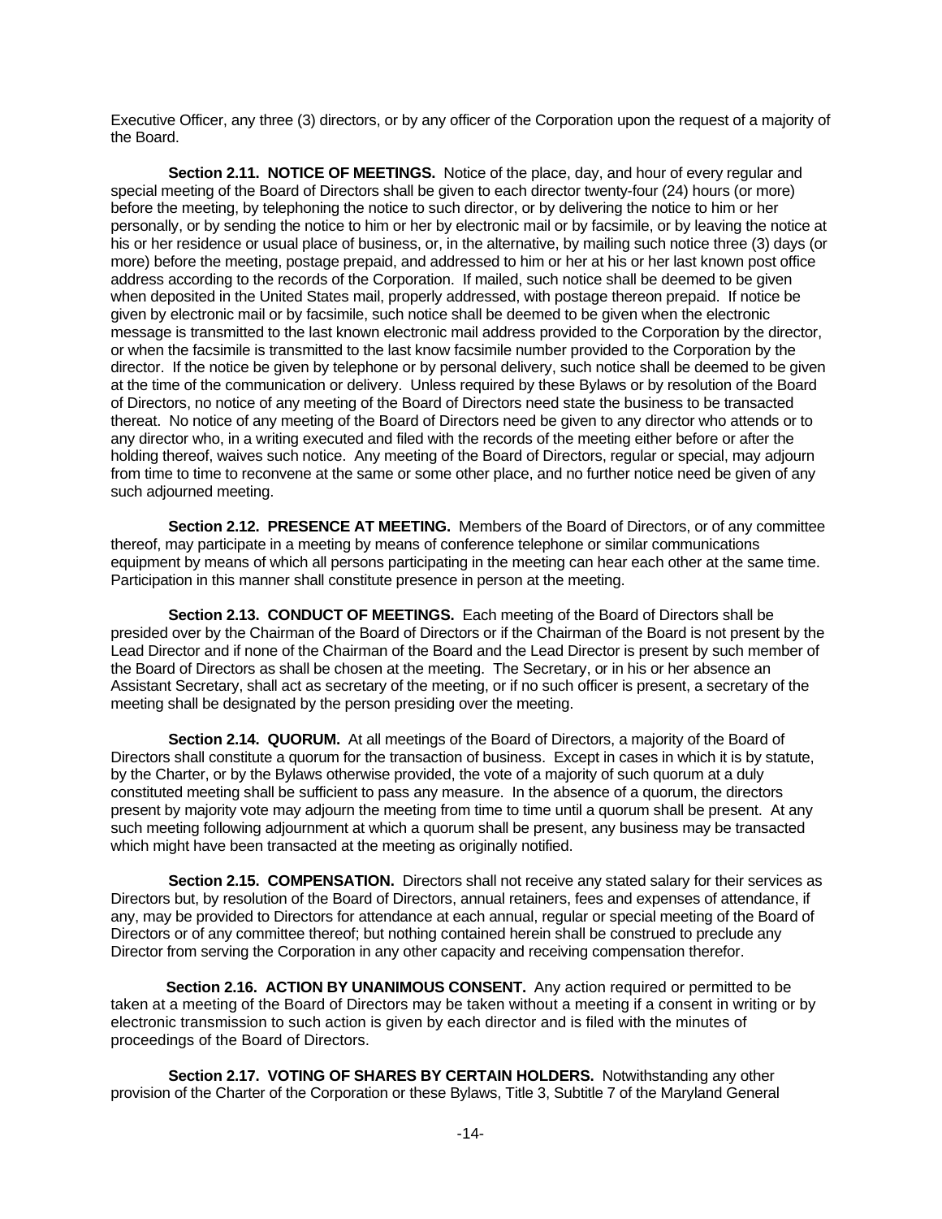Executive Officer, any three (3) directors, or by any officer of the Corporation upon the request of a majority of the Board.

**Section 2.11. NOTICE OF MEETINGS.** Notice of the place, day, and hour of every regular and special meeting of the Board of Directors shall be given to each director twenty-four (24) hours (or more) before the meeting, by telephoning the notice to such director, or by delivering the notice to him or her personally, or by sending the notice to him or her by electronic mail or by facsimile, or by leaving the notice at his or her residence or usual place of business, or, in the alternative, by mailing such notice three (3) days (or more) before the meeting, postage prepaid, and addressed to him or her at his or her last known post office address according to the records of the Corporation. If mailed, such notice shall be deemed to be given when deposited in the United States mail, properly addressed, with postage thereon prepaid. If notice be given by electronic mail or by facsimile, such notice shall be deemed to be given when the electronic message is transmitted to the last known electronic mail address provided to the Corporation by the director, or when the facsimile is transmitted to the last know facsimile number provided to the Corporation by the director. If the notice be given by telephone or by personal delivery, such notice shall be deemed to be given at the time of the communication or delivery. Unless required by these Bylaws or by resolution of the Board of Directors, no notice of any meeting of the Board of Directors need state the business to be transacted thereat. No notice of any meeting of the Board of Directors need be given to any director who attends or to any director who, in a writing executed and filed with the records of the meeting either before or after the holding thereof, waives such notice. Any meeting of the Board of Directors, regular or special, may adjourn from time to time to reconvene at the same or some other place, and no further notice need be given of any such adjourned meeting.

**Section 2.12. PRESENCE AT MEETING.** Members of the Board of Directors, or of any committee thereof, may participate in a meeting by means of conference telephone or similar communications equipment by means of which all persons participating in the meeting can hear each other at the same time. Participation in this manner shall constitute presence in person at the meeting.

**Section 2.13. CONDUCT OF MEETINGS.** Each meeting of the Board of Directors shall be presided over by the Chairman of the Board of Directors or if the Chairman of the Board is not present by the Lead Director and if none of the Chairman of the Board and the Lead Director is present by such member of the Board of Directors as shall be chosen at the meeting. The Secretary, or in his or her absence an Assistant Secretary, shall act as secretary of the meeting, or if no such officer is present, a secretary of the meeting shall be designated by the person presiding over the meeting.

**Section 2.14. QUORUM.** At all meetings of the Board of Directors, a majority of the Board of Directors shall constitute a quorum for the transaction of business. Except in cases in which it is by statute, by the Charter, or by the Bylaws otherwise provided, the vote of a majority of such quorum at a duly constituted meeting shall be sufficient to pass any measure. In the absence of a quorum, the directors present by majority vote may adjourn the meeting from time to time until a quorum shall be present. At any such meeting following adjournment at which a quorum shall be present, any business may be transacted which might have been transacted at the meeting as originally notified.

**Section 2.15. COMPENSATION.** Directors shall not receive any stated salary for their services as Directors but, by resolution of the Board of Directors, annual retainers, fees and expenses of attendance, if any, may be provided to Directors for attendance at each annual, regular or special meeting of the Board of Directors or of any committee thereof; but nothing contained herein shall be construed to preclude any Director from serving the Corporation in any other capacity and receiving compensation therefor.

**Section 2.16. ACTION BY UNANIMOUS CONSENT.** Any action required or permitted to be taken at a meeting of the Board of Directors may be taken without a meeting if a consent in writing or by electronic transmission to such action is given by each director and is filed with the minutes of proceedings of the Board of Directors.

**Section 2.17. VOTING OF SHARES BY CERTAIN HOLDERS.** Notwithstanding any other provision of the Charter of the Corporation or these Bylaws, Title 3, Subtitle 7 of the Maryland General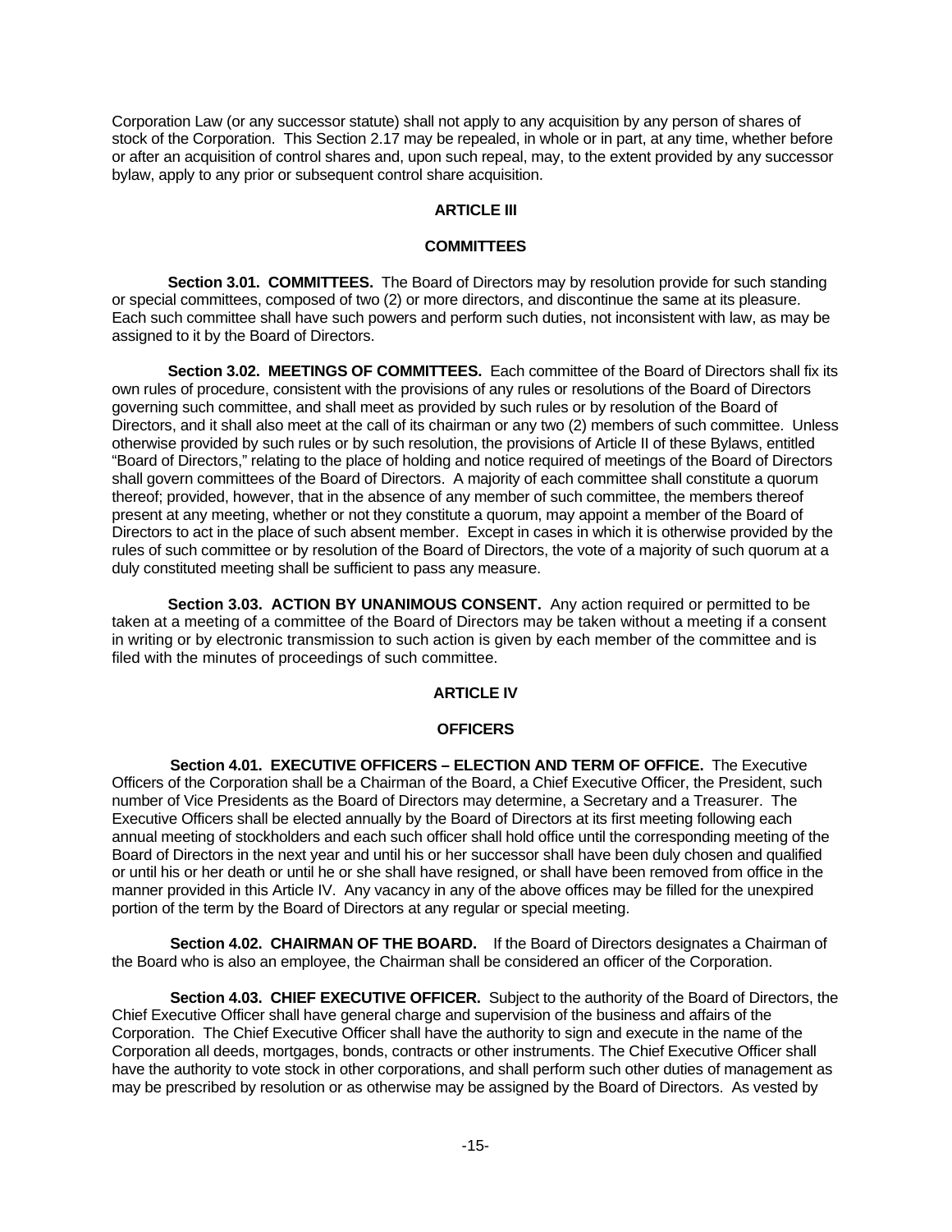Corporation Law (or any successor statute) shall not apply to any acquisition by any person of shares of stock of the Corporation. This Section 2.17 may be repealed, in whole or in part, at any time, whether before or after an acquisition of control shares and, upon such repeal, may, to the extent provided by any successor bylaw, apply to any prior or subsequent control share acquisition.

## ARTICLE III

## COMMITTEES

**Section 3.01. COMMITTEES.** The Board of Directors may by resolution provide for such standing or special committees, composed of two (2) or more directors, and discontinue the same at its pleasure. Each such committee shall have such powers and perform such duties, not inconsistent with law, as may be assigned to it by the Board of Directors.

**Section 3.02. MEETINGS OF COMMITTEES.** Each committee of the Board of Directors shall fix its own rules of procedure, consistent with the provisions of any rules or resolutions of the Board of Directors governing such committee, and shall meet as provided by such rules or by resolution of the Board of Directors, and it shall also meet at the call of its chairman or any two (2) members of such committee. Unless otherwise provided by such rules or by such resolution, the provisions of Article II of these Bylaws, entitled "Board of Directors," relating to the place of holding and notice required of meetings of the Board of Directors shall govern committees of the Board of Directors. A majority of each committee shall constitute a quorum thereof; provided, however, that in the absence of any member of such committee, the members thereof present at any meeting, whether or not they constitute a quorum, may appoint a member of the Board of Directors to act in the place of such absent member. Except in cases in which it is otherwise provided by the rules of such committee or by resolution of the Board of Directors, the vote of a majority of such quorum at a duly constituted meeting shall be sufficient to pass any measure.

**Section 3.03. ACTION BY UNANIMOUS CONSENT.** Any action required or permitted to be taken at a meeting of a committee of the Board of Directors may be taken without a meeting if a consent in writing or by electronic transmission to such action is given by each member of the committee and is filed with the minutes of proceedings of such committee.

## ARTICLE IV

## OFFICERS

**Section 4.01. EXECUTIVE OFFICERS – ELECTION AND TERM OF OFFICE.** The Executive Officers of the Corporation shall be a Chairman of the Board, a Chief Executive Officer, the President, such number of Vice Presidents as the Board of Directors may determine, a Secretary and a Treasurer. The Executive Officers shall be elected annually by the Board of Directors at its first meeting following each annual meeting of stockholders and each such officer shall hold office until the corresponding meeting of the Board of Directors in the next year and until his or her successor shall have been duly chosen and qualified or until his or her death or until he or she shall have resigned, or shall have been removed from office in the manner provided in this Article IV. Any vacancy in any of the above offices may be filled for the unexpired portion of the term by the Board of Directors at any regular or special meeting.

**Section 4.02. CHAIRMAN OF THE BOARD.** If the Board of Directors designates a Chairman of the Board who is also an employee, the Chairman shall be considered an officer of the Corporation.

**Section 4.03. CHIEF EXECUTIVE OFFICER.** Subject to the authority of the Board of Directors, the Chief Executive Officer shall have general charge and supervision of the business and affairs of the Corporation. The Chief Executive Officer shall have the authority to sign and execute in the name of the Corporation all deeds, mortgages, bonds, contracts or other instruments. The Chief Executive Officer shall have the authority to vote stock in other corporations, and shall perform such other duties of management as may be prescribed by resolution or as otherwise may be assigned by the Board of Directors. As vested by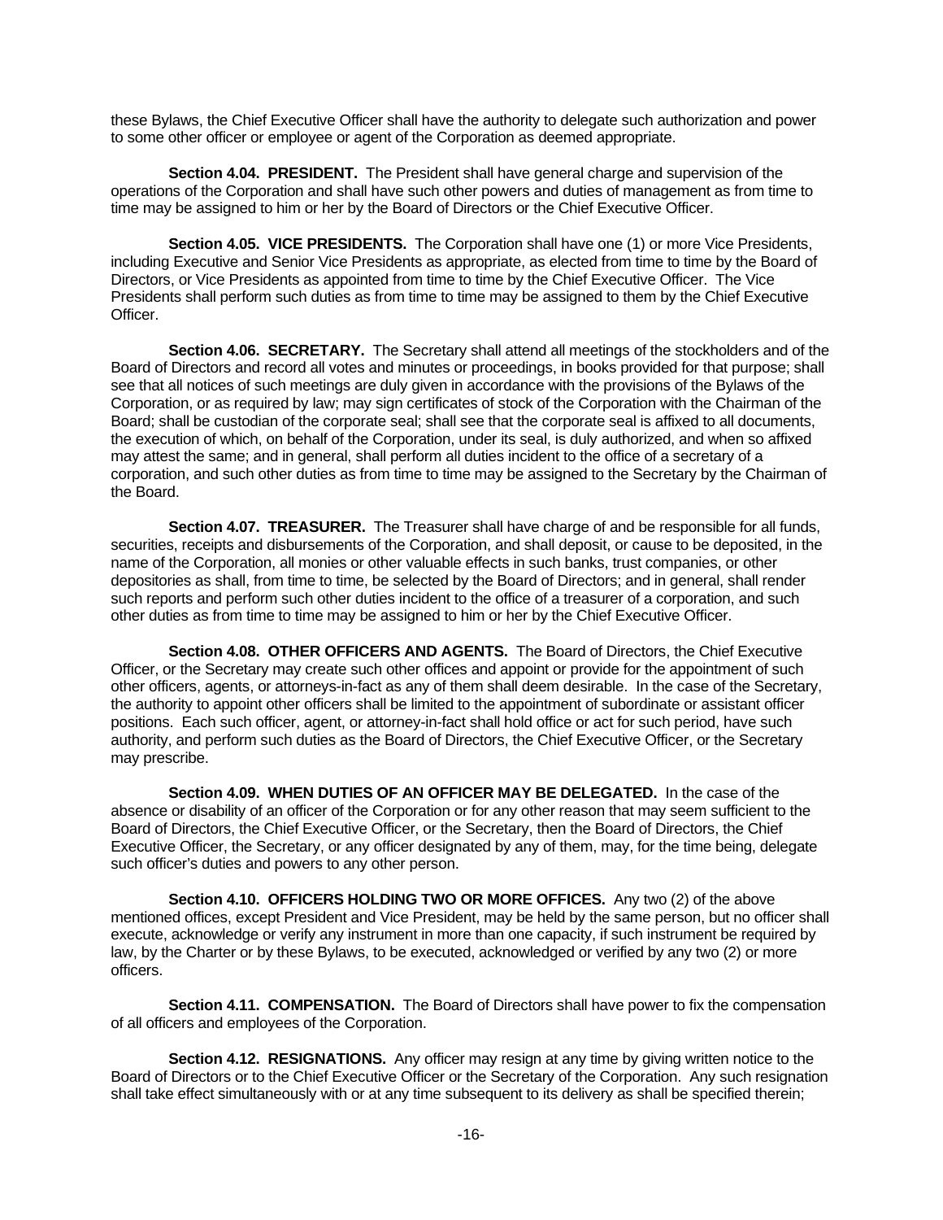these Bylaws, the Chief Executive Officer shall have the authority to delegate such authorization and power to some other officer or employee or agent of the Corporation as deemed appropriate.

**Section 4.04. PRESIDENT.** The President shall have general charge and supervision of the operations of the Corporation and shall have such other powers and duties of management as from time to time may be assigned to him or her by the Board of Directors or the Chief Executive Officer.

**Section 4.05. VICE PRESIDENTS.** The Corporation shall have one (1) or more Vice Presidents, including Executive and Senior Vice Presidents as appropriate, as elected from time to time by the Board of Directors, or Vice Presidents as appointed from time to time by the Chief Executive Officer. The Vice Presidents shall perform such duties as from time to time may be assigned to them by the Chief Executive Officer.

**Section 4.06. SECRETARY.** The Secretary shall attend all meetings of the stockholders and of the Board of Directors and record all votes and minutes or proceedings, in books provided for that purpose; shall see that all notices of such meetings are duly given in accordance with the provisions of the Bylaws of the Corporation, or as required by law; may sign certificates of stock of the Corporation with the Chairman of the Board; shall be custodian of the corporate seal; shall see that the corporate seal is affixed to all documents, the execution of which, on behalf of the Corporation, under its seal, is duly authorized, and when so affixed may attest the same; and in general, shall perform all duties incident to the office of a secretary of a corporation, and such other duties as from time to time may be assigned to the Secretary by the Chairman of the Board.

**Section 4.07. TREASURER.** The Treasurer shall have charge of and be responsible for all funds, securities, receipts and disbursements of the Corporation, and shall deposit, or cause to be deposited, in the name of the Corporation, all monies or other valuable effects in such banks, trust companies, or other depositories as shall, from time to time, be selected by the Board of Directors; and in general, shall render such reports and perform such other duties incident to the office of a treasurer of a corporation, and such other duties as from time to time may be assigned to him or her by the Chief Executive Officer.

**Section 4.08. OTHER OFFICERS AND AGENTS.** The Board of Directors, the Chief Executive Officer, or the Secretary may create such other offices and appoint or provide for the appointment of such other officers, agents, or attorneys-in-fact as any of them shall deem desirable. In the case of the Secretary, the authority to appoint other officers shall be limited to the appointment of subordinate or assistant officer positions. Each such officer, agent, or attorney-in-fact shall hold office or act for such period, have such authority, and perform such duties as the Board of Directors, the Chief Executive Officer, or the Secretary may prescribe.

**Section 4.09. WHEN DUTIES OF AN OFFICER MAY BE DELEGATED.** In the case of the absence or disability of an officer of the Corporation or for any other reason that may seem sufficient to the Board of Directors, the Chief Executive Officer, or the Secretary, then the Board of Directors, the Chief Executive Officer, the Secretary, or any officer designated by any of them, may, for the time being, delegate such officer's duties and powers to any other person.

**Section 4.10. OFFICERS HOLDING TWO OR MORE OFFICES.** Any two (2) of the above mentioned offices, except President and Vice President, may be held by the same person, but no officer shall execute, acknowledge or verify any instrument in more than one capacity, if such instrument be required by law, by the Charter or by these Bylaws, to be executed, acknowledged or verified by any two (2) or more officers.

**Section 4.11. COMPENSATION.** The Board of Directors shall have power to fix the compensation of all officers and employees of the Corporation.

**Section 4.12. RESIGNATIONS.** Any officer may resign at any time by giving written notice to the Board of Directors or to the Chief Executive Officer or the Secretary of the Corporation. Any such resignation shall take effect simultaneously with or at any time subsequent to its delivery as shall be specified therein;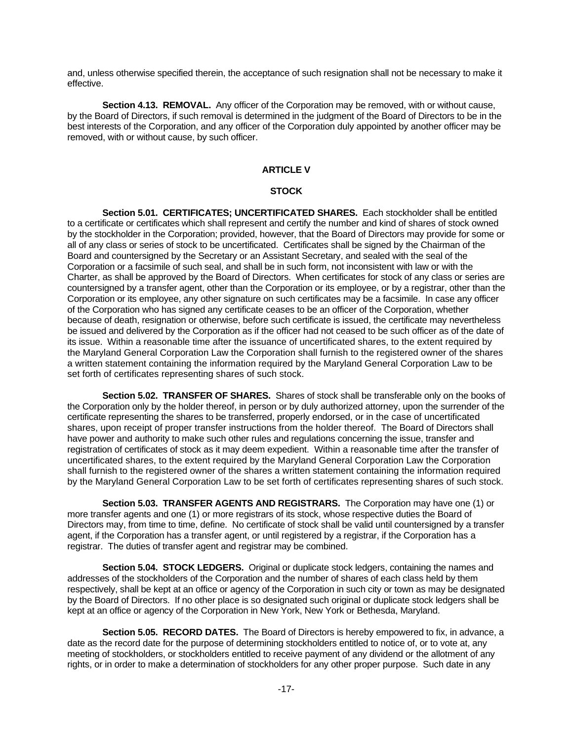and, unless otherwise specified therein, the acceptance of such resignation shall not be necessary to make it effective.

**Section 4.13. REMOVAL.** Any officer of the Corporation may be removed, with or without cause, by the Board of Directors, if such removal is determined in the judgment of the Board of Directors to be in the best interests of the Corporation, and any officer of the Corporation duly appointed by another officer may be removed, with or without cause, by such officer.

## ARTICLE V

## STOCK

**Section 5.01. CERTIFICATES; UNCERTIFICATED SHARES.** Each stockholder shall be entitled to a certificate or certificates which shall represent and certify the number and kind of shares of stock owned by the stockholder in the Corporation; provided, however, that the Board of Directors may provide for some or all of any class or series of stock to be uncertificated. Certificates shall be signed by the Chairman of the Board and countersigned by the Secretary or an Assistant Secretary, and sealed with the seal of the Corporation or a facsimile of such seal, and shall be in such form, not inconsistent with law or with the Charter, as shall be approved by the Board of Directors. When certificates for stock of any class or series are countersigned by a transfer agent, other than the Corporation or its employee, or by a registrar, other than the Corporation or its employee, any other signature on such certificates may be a facsimile. In case any officer of the Corporation who has signed any certificate ceases to be an officer of the Corporation, whether because of death, resignation or otherwise, before such certificate is issued, the certificate may nevertheless be issued and delivered by the Corporation as if the officer had not ceased to be such officer as of the date of its issue. Within a reasonable time after the issuance of uncertificated shares, to the extent required by the Maryland General Corporation Law the Corporation shall furnish to the registered owner of the shares a written statement containing the information required by the Maryland General Corporation Law to be set forth of certificates representing shares of such stock.

**Section 5.02. TRANSFER OF SHARES.** Shares of stock shall be transferable only on the books of the Corporation only by the holder thereof, in person or by duly authorized attorney, upon the surrender of the certificate representing the shares to be transferred, properly endorsed, or in the case of uncertificated shares, upon receipt of proper transfer instructions from the holder thereof. The Board of Directors shall have power and authority to make such other rules and regulations concerning the issue, transfer and registration of certificates of stock as it may deem expedient. Within a reasonable time after the transfer of uncertificated shares, to the extent required by the Maryland General Corporation Law the Corporation shall furnish to the registered owner of the shares a written statement containing the information required by the Maryland General Corporation Law to be set forth of certificates representing shares of such stock.

**Section 5.03. TRANSFER AGENTS AND REGISTRARS.** The Corporation may have one (1) or more transfer agents and one (1) or more registrars of its stock, whose respective duties the Board of Directors may, from time to time, define. No certificate of stock shall be valid until countersigned by a transfer agent, if the Corporation has a transfer agent, or until registered by a registrar, if the Corporation has a registrar. The duties of transfer agent and registrar may be combined.

**Section 5.04. STOCK LEDGERS.** Original or duplicate stock ledgers, containing the names and addresses of the stockholders of the Corporation and the number of shares of each class held by them respectively, shall be kept at an office or agency of the Corporation in such city or town as may be designated by the Board of Directors. If no other place is so designated such original or duplicate stock ledgers shall be kept at an office or agency of the Corporation in New York, New York or Bethesda, Maryland.

**Section 5.05. RECORD DATES.** The Board of Directors is hereby empowered to fix, in advance, a date as the record date for the purpose of determining stockholders entitled to notice of, or to vote at, any meeting of stockholders, or stockholders entitled to receive payment of any dividend or the allotment of any rights, or in order to make a determination of stockholders for any other proper purpose. Such date in any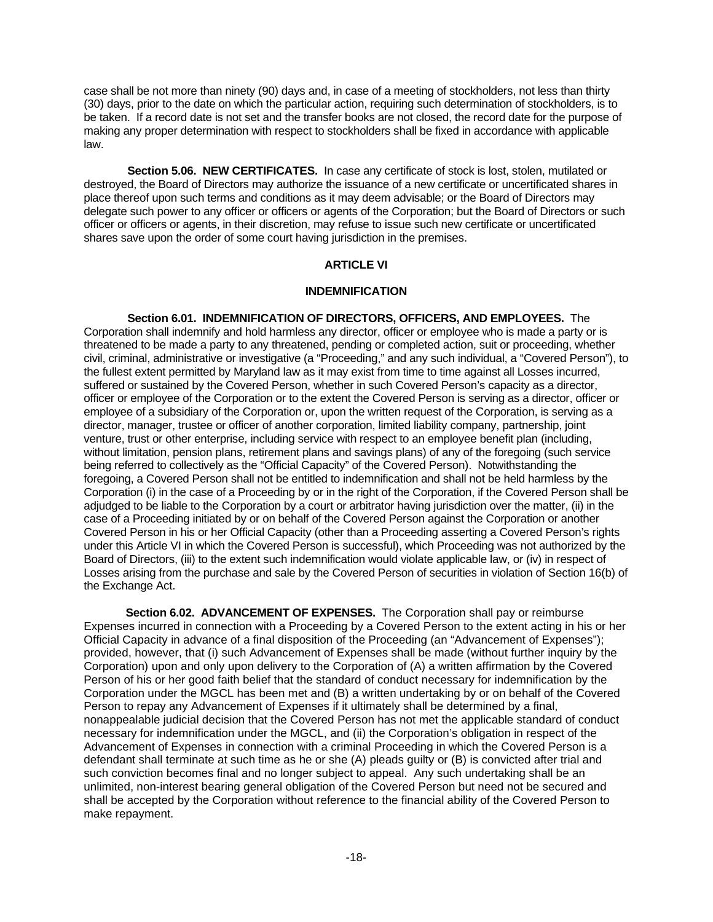case shall be not more than ninety (90) days and, in case of a meeting of stockholders, not less than thirty (30) days, prior to the date on which the particular action, requiring such determination of stockholders, is to be taken. If a record date is not set and the transfer books are not closed, the record date for the purpose of making any proper determination with respect to stockholders shall be fixed in accordance with applicable law.

**Section 5.06. NEW CERTIFICATES.** In case any certificate of stock is lost, stolen, mutilated or destroyed, the Board of Directors may authorize the issuance of a new certificate or uncertificated shares in place thereof upon such terms and conditions as it may deem advisable; or the Board of Directors may delegate such power to any officer or officers or agents of the Corporation; but the Board of Directors or such officer or officers or agents, in their discretion, may refuse to issue such new certificate or uncertificated shares save upon the order of some court having jurisdiction in the premises.

## ARTICLE VI

## INDEMNIFICATION

**Section 6.01. INDEMNIFICATION OF DIRECTORS, OFFICERS, AND EMPLOYEES.** The Corporation shall indemnify and hold harmless any director, officer or employee who is made a party or is threatened to be made a party to any threatened, pending or completed action, suit or proceeding, whether civil, criminal, administrative or investigative (a "Proceeding," and any such individual, a "Covered Person"), to the fullest extent permitted by Maryland law as it may exist from time to time against all Losses incurred, suffered or sustained by the Covered Person, whether in such Covered Person's capacity as a director, officer or employee of the Corporation or to the extent the Covered Person is serving as a director, officer or employee of a subsidiary of the Corporation or, upon the written request of the Corporation, is serving as a director, manager, trustee or officer of another corporation, limited liability company, partnership, joint venture, trust or other enterprise, including service with respect to an employee benefit plan (including, without limitation, pension plans, retirement plans and savings plans) of any of the foregoing (such service being referred to collectively as the "Official Capacity" of the Covered Person). Notwithstanding the foregoing, a Covered Person shall not be entitled to indemnification and shall not be held harmless by the Corporation (i) in the case of a Proceeding by or in the right of the Corporation, if the Covered Person shall be adjudged to be liable to the Corporation by a court or arbitrator having jurisdiction over the matter, (ii) in the case of a Proceeding initiated by or on behalf of the Covered Person against the Corporation or another Covered Person in his or her Official Capacity (other than a Proceeding asserting a Covered Person's rights under this Article VI in which the Covered Person is successful), which Proceeding was not authorized by the Board of Directors, (iii) to the extent such indemnification would violate applicable law, or (iv) in respect of Losses arising from the purchase and sale by the Covered Person of securities in violation of Section 16(b) of the Exchange Act.

**Section 6.02. ADVANCEMENT OF EXPENSES.** The Corporation shall pay or reimburse Expenses incurred in connection with a Proceeding by a Covered Person to the extent acting in his or her Official Capacity in advance of a final disposition of the Proceeding (an "Advancement of Expenses"); provided, however, that (i) such Advancement of Expenses shall be made (without further inquiry by the Corporation) upon and only upon delivery to the Corporation of (A) a written affirmation by the Covered Person of his or her good faith belief that the standard of conduct necessary for indemnification by the Corporation under the MGCL has been met and (B) a written undertaking by or on behalf of the Covered Person to repay any Advancement of Expenses if it ultimately shall be determined by a final, nonappealable judicial decision that the Covered Person has not met the applicable standard of conduct necessary for indemnification under the MGCL, and (ii) the Corporation's obligation in respect of the Advancement of Expenses in connection with a criminal Proceeding in which the Covered Person is a defendant shall terminate at such time as he or she (A) pleads guilty or (B) is convicted after trial and such conviction becomes final and no longer subject to appeal. Any such undertaking shall be an unlimited, non-interest bearing general obligation of the Covered Person but need not be secured and shall be accepted by the Corporation without reference to the financial ability of the Covered Person to make repayment.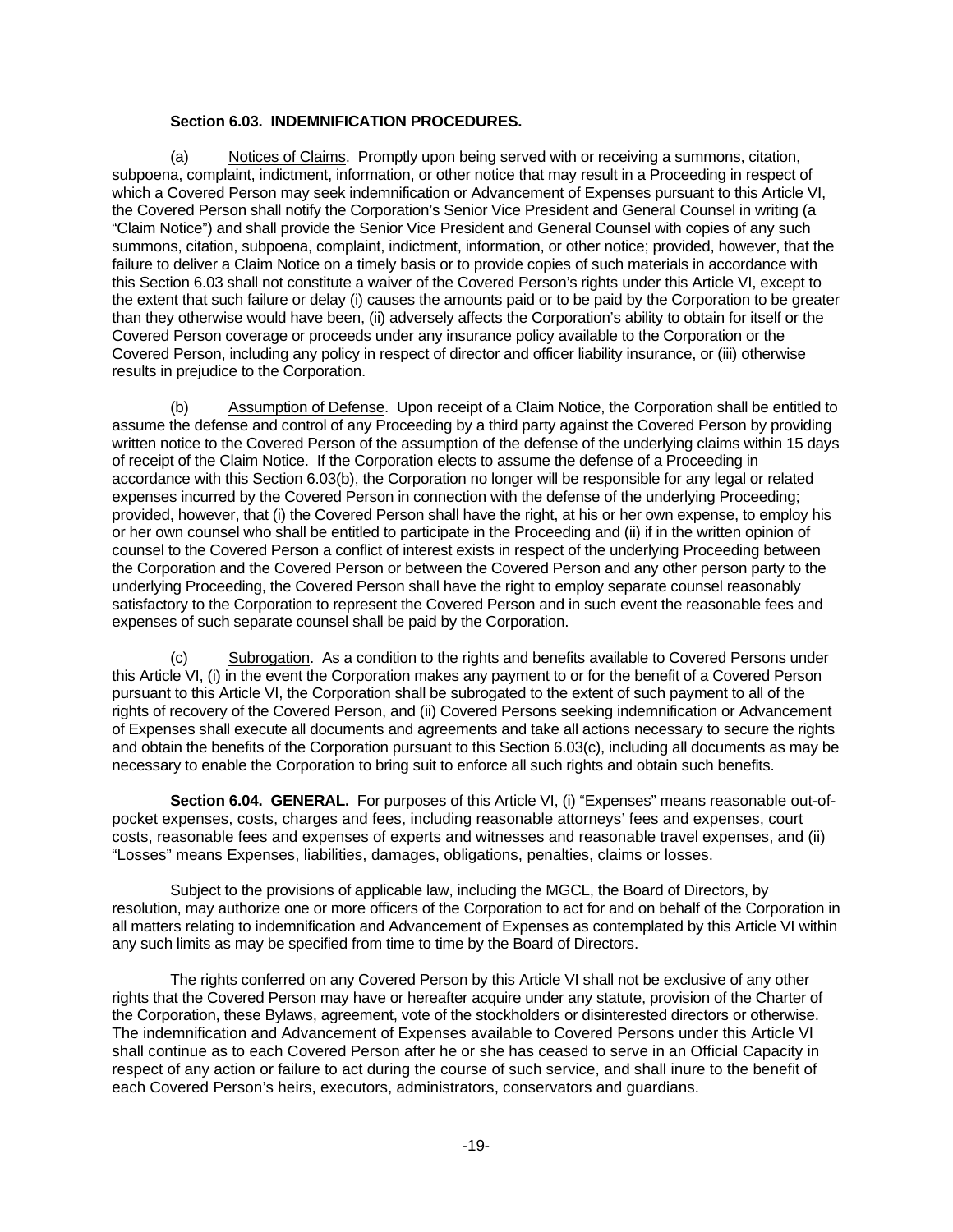**Section 6.03. INDEMNIFICATION PROCEDURES.**

(a) Notices of Claims. Promptly upon being served with or receiving a summons, citation, subpoena, complaint, indictment, information, or other notice that may result in a Proceeding in respect of which a Covered Person may seek indemnification or Advancement of Expenses pursuant to this Article VI, the Covered Person shall notify the Corporation's Senior Vice President and General Counsel in writing (a "Claim Notice") and shall provide the Senior Vice President and General Counsel with copies of any such summons, citation, subpoena, complaint, indictment, information, or other notice; provided, however, that the failure to deliver a Claim Notice on a timely basis or to provide copies of such materials in accordance with this Section 6.03 shall not constitute a waiver of the Covered Person's rights under this Article VI, except to the extent that such failure or delay (i) causes the amounts paid or to be paid by the Corporation to be greater than they otherwise would have been, (ii) adversely affects the Corporation's ability to obtain for itself or the Covered Person coverage or proceeds under any insurance policy available to the Corporation or the Covered Person, including any policy in respect of director and officer liability insurance, or (iii) otherwise results in prejudice to the Corporation.

(b) Assumption of Defense. Upon receipt of a Claim Notice, the Corporation shall be entitled to assume the defense and control of any Proceeding by a third party against the Covered Person by providing written notice to the Covered Person of the assumption of the defense of the underlying claims within 15 days of receipt of the Claim Notice. If the Corporation elects to assume the defense of a Proceeding in accordance with this Section 6.03(b), the Corporation no longer will be responsible for any legal or related expenses incurred by the Covered Person in connection with the defense of the underlying Proceeding; provided, however, that (i) the Covered Person shall have the right, at his or her own expense, to employ his or her own counsel who shall be entitled to participate in the Proceeding and (ii) if in the written opinion of counsel to the Covered Person a conflict of interest exists in respect of the underlying Proceeding between the Corporation and the Covered Person or between the Covered Person and any other person party to the underlying Proceeding, the Covered Person shall have the right to employ separate counsel reasonably satisfactory to the Corporation to represent the Covered Person and in such event the reasonable fees and expenses of such separate counsel shall be paid by the Corporation.

(c) Subrogation. As a condition to the rights and benefits available to Covered Persons under this Article VI, (i) in the event the Corporation makes any payment to or for the benefit of a Covered Person pursuant to this Article VI, the Corporation shall be subrogated to the extent of such payment to all of the rights of recovery of the Covered Person, and (ii) Covered Persons seeking indemnification or Advancement of Expenses shall execute all documents and agreements and take all actions necessary to secure the rights and obtain the benefits of the Corporation pursuant to this Section 6.03(c), including all documents as may be necessary to enable the Corporation to bring suit to enforce all such rights and obtain such benefits.

**Section 6.04. GENERAL.** For purposes of this Article VI, (i) "Expenses" means reasonable out-of-pocket expenses, costs, charges and fees, including reasonable attorneys' fees and expenses, court costs, reasonable fees and expenses of experts and witnesses and reasonable travel expenses, and (ii) "Losses" means Expenses, liabilities, damages, obligations, penalties, claims or losses.

Subject to the provisions of applicable law, including the MGCL, the Board of Directors, by resolution, may authorize one or more officers of the Corporation to act for and on behalf of the Corporation in all matters relating to indemnification and Advancement of Expenses as contemplated by this Article VI within any such limits as may be specified from time to time by the Board of Directors.

The rights conferred on any Covered Person by this Article VI shall not be exclusive of any other rights that the Covered Person may have or hereafter acquire under any statute, provision of the Charter of the Corporation, these Bylaws, agreement, vote of the stockholders or disinterested directors or otherwise. The indemnification and Advancement of Expenses available to Covered Persons under this Article VI shall continue as to each Covered Person after he or she has ceased to serve in an Official Capacity in respect of any action or failure to act during the course of such service, and shall inure to the benefit of each Covered Person's heirs, executors, administrators, conservators and guardians.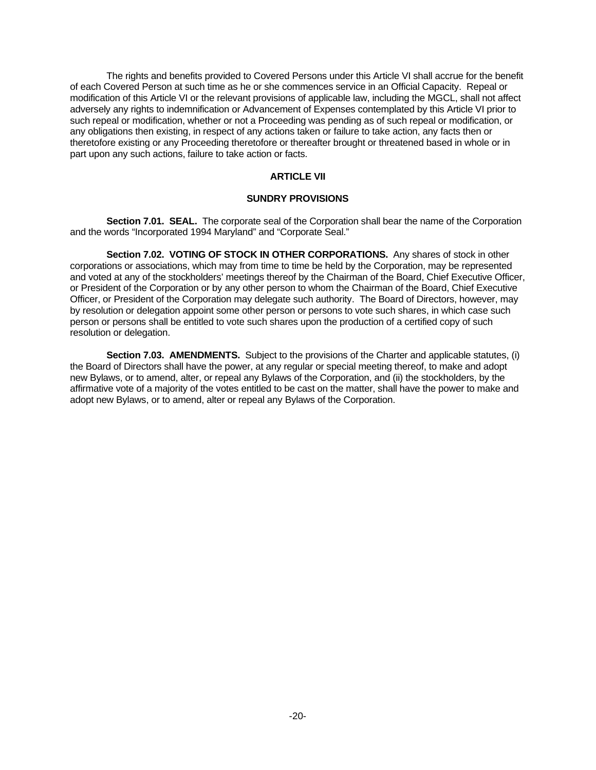The rights and benefits provided to Covered Persons under this Article VI shall accrue for the benefit of each Covered Person at such time as he or she commences service in an Official Capacity. Repeal or modification of this Article VI or the relevant provisions of applicable law, including the MGCL, shall not affect adversely any rights to indemnification or Advancement of Expenses contemplated by this Article VI prior to such repeal or modification, whether or not a Proceeding was pending as of such repeal or modification, or any obligations then existing, in respect of any actions taken or failure to take action, any facts then or theretofore existing or any Proceeding theretofore or thereafter brought or threatened based in whole or in part upon any such actions, failure to take action or facts.

## ARTICLE VII

## SUNDRY PROVISIONS

**Section 7.01. SEAL.** The corporate seal of the Corporation shall bear the name of the Corporation and the words "Incorporated 1994 Maryland" and "Corporate Seal."

**Section 7.02. VOTING OF STOCK IN OTHER CORPORATIONS.** Any shares of stock in other corporations or associations, which may from time to time be held by the Corporation, may be represented and voted at any of the stockholders' meetings thereof by the Chairman of the Board, Chief Executive Officer, or President of the Corporation or by any other person to whom the Chairman of the Board, Chief Executive Officer, or President of the Corporation may delegate such authority. The Board of Directors, however, may by resolution or delegation appoint some other person or persons to vote such shares, in which case such person or persons shall be entitled to vote such shares upon the production of a certified copy of such resolution or delegation.

**Section 7.03. AMENDMENTS.** Subject to the provisions of the Charter and applicable statutes, (i) the Board of Directors shall have the power, at any regular or special meeting thereof, to make and adopt new Bylaws, or to amend, alter, or repeal any Bylaws of the Corporation, and (ii) the stockholders, by the affirmative vote of a majority of the votes entitled to be cast on the matter, shall have the power to make and adopt new Bylaws, or to amend, alter or repeal any Bylaws of the Corporation.